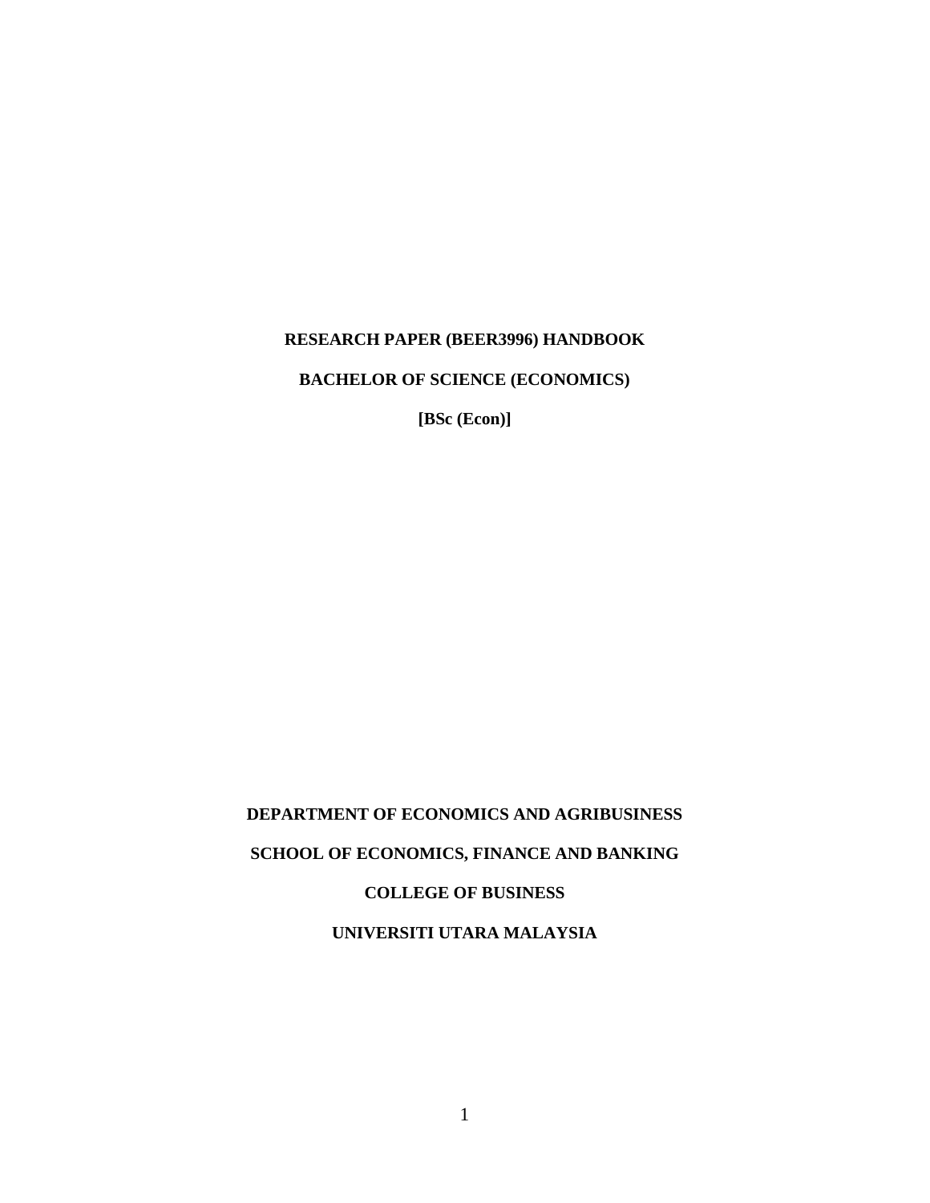**RESEARCH PAPER (BEER3996) HANDBOOK**

**BACHELOR OF SCIENCE (ECONOMICS)**

**[BSc (Econ)]**

**DEPARTMENT OF ECONOMICS AND AGRIBUSINESS**

**SCHOOL OF ECONOMICS, FINANCE AND BANKING**

**COLLEGE OF BUSINESS**

**UNIVERSITI UTARA MALAYSIA**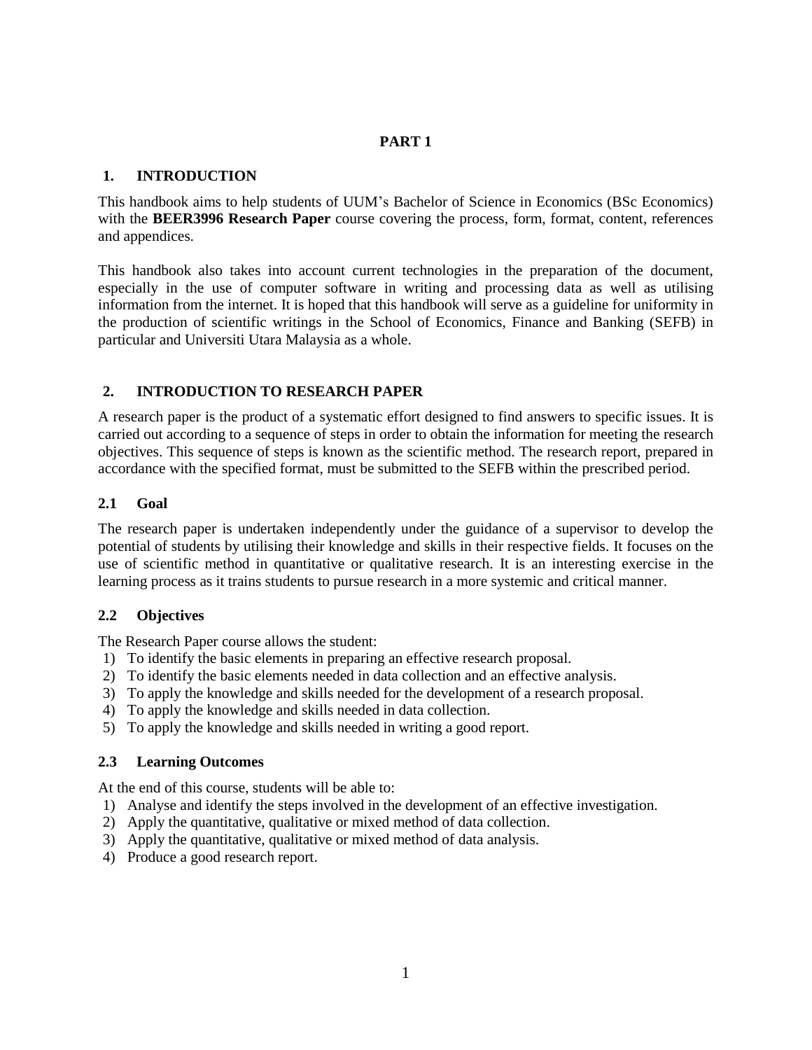# PART 1

## 1. INTRODUCTION

This handbook aims to help students of UUM's Bachelor of Science in Economics (BSc Economics) with the **BEER3996 Research Paper** course covering the process, form, format, content, references and appendices.

This handbook also takes into account current technologies in the preparation of the document, especially in the use of computer software in writing and processing data as well as utilising information from the internet. It is hoped that this handbook will serve as a guideline for uniformity in the production of scientific writings in the School of Economics, Finance and Banking (SEFB) in particular and Universiti Utara Malaysia as a whole.

## 2. INTRODUCTION TO RESEARCH PAPER

A research paper is the product of a systematic effort designed to find answers to specific issues. It is carried out according to a sequence of steps in order to obtain the information for meeting the research objectives. This sequence of steps is known as the scientific method. The research report, prepared in accordance with the specified format, must be submitted to the SEFB within the prescribed period.

### 2.1 Goal

The research paper is undertaken independently under the guidance of a supervisor to develop the potential of students by utilising their knowledge and skills in their respective fields. It focuses on the use of scientific method in quantitative or qualitative research. It is an interesting exercise in the learning process as it trains students to pursue research in a more systemic and critical manner.

### 2.2 Objectives

The Research Paper course allows the student:

1) To identify the basic elements in preparing an effective research proposal.
2) To identify the basic elements needed in data collection and an effective analysis.
3) To apply the knowledge and skills needed for the development of a research proposal.
4) To apply the knowledge and skills needed in data collection.
5) To apply the knowledge and skills needed in writing a good report.

### 2.3 Learning Outcomes

At the end of this course, students will be able to:

1) Analyse and identify the steps involved in the development of an effective investigation.
2) Apply the quantitative, qualitative or mixed method of data collection.
3) Apply the quantitative, qualitative or mixed method of data analysis.
4) Produce a good research report.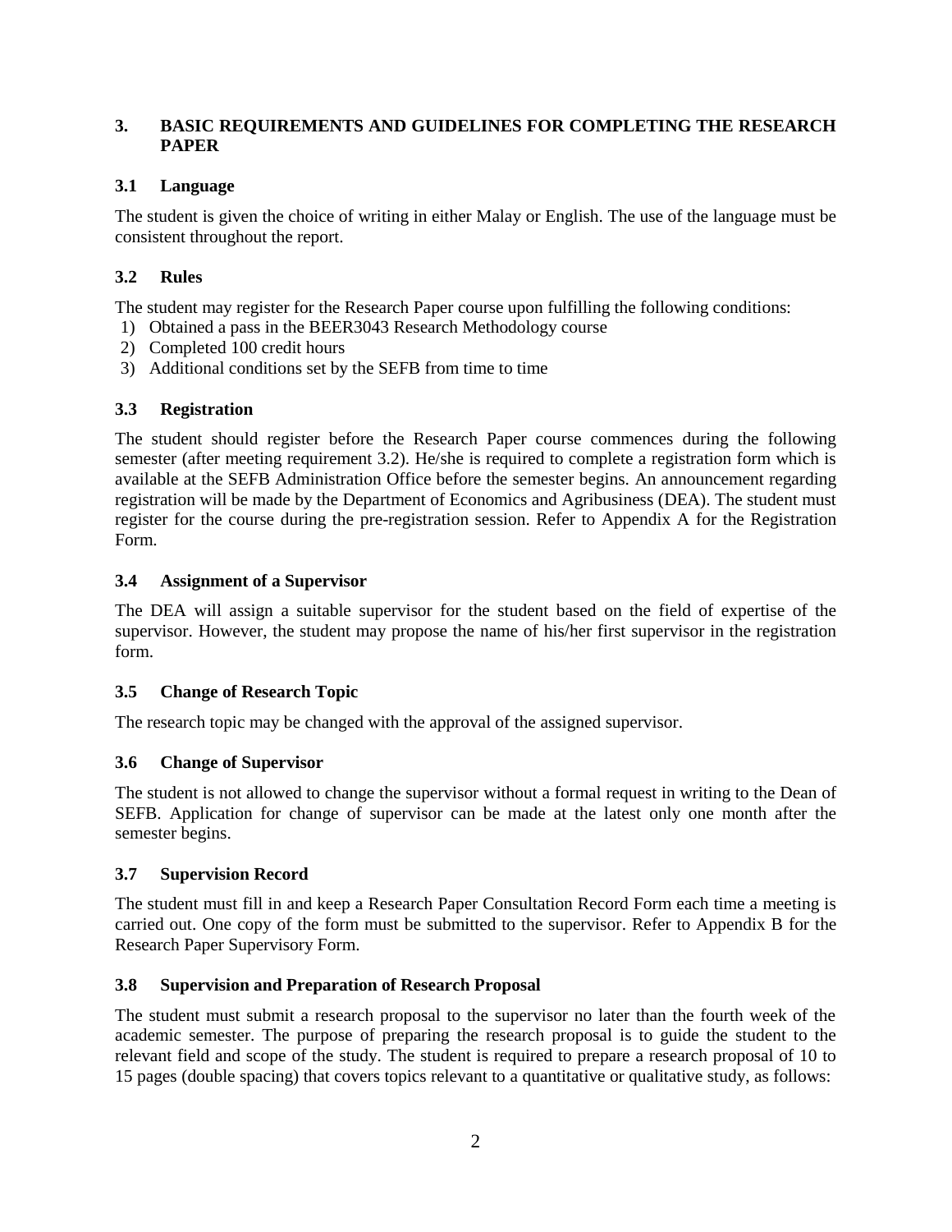## 3. BASIC REQUIREMENTS AND GUIDELINES FOR COMPLETING THE RESEARCH PAPER

### 3.1 Language

The student is given the choice of writing in either Malay or English. The use of the language must be consistent throughout the report.

### 3.2 Rules

The student may register for the Research Paper course upon fulfilling the following conditions:

1) Obtained a pass in the BEER3043 Research Methodology course
2) Completed 100 credit hours
3) Additional conditions set by the SEFB from time to time

### 3.3 Registration

The student should register before the Research Paper course commences during the following semester (after meeting requirement 3.2). He/she is required to complete a registration form which is available at the SEFB Administration Office before the semester begins. An announcement regarding registration will be made by the Department of Economics and Agribusiness (DEA). The student must register for the course during the pre-registration session. Refer to Appendix A for the Registration Form.

### 3.4 Assignment of a Supervisor

The DEA will assign a suitable supervisor for the student based on the field of expertise of the supervisor. However, the student may propose the name of his/her first supervisor in the registration form.

### 3.5 Change of Research Topic

The research topic may be changed with the approval of the assigned supervisor.

### 3.6 Change of Supervisor

The student is not allowed to change the supervisor without a formal request in writing to the Dean of SEFB. Application for change of supervisor can be made at the latest only one month after the semester begins.

### 3.7 Supervision Record

The student must fill in and keep a Research Paper Consultation Record Form each time a meeting is carried out. One copy of the form must be submitted to the supervisor. Refer to Appendix B for the Research Paper Supervisory Form.

### 3.8 Supervision and Preparation of Research Proposal

The student must submit a research proposal to the supervisor no later than the fourth week of the academic semester. The purpose of preparing the research proposal is to guide the student to the relevant field and scope of the study. The student is required to prepare a research proposal of 10 to 15 pages (double spacing) that covers topics relevant to a quantitative or qualitative study, as follows: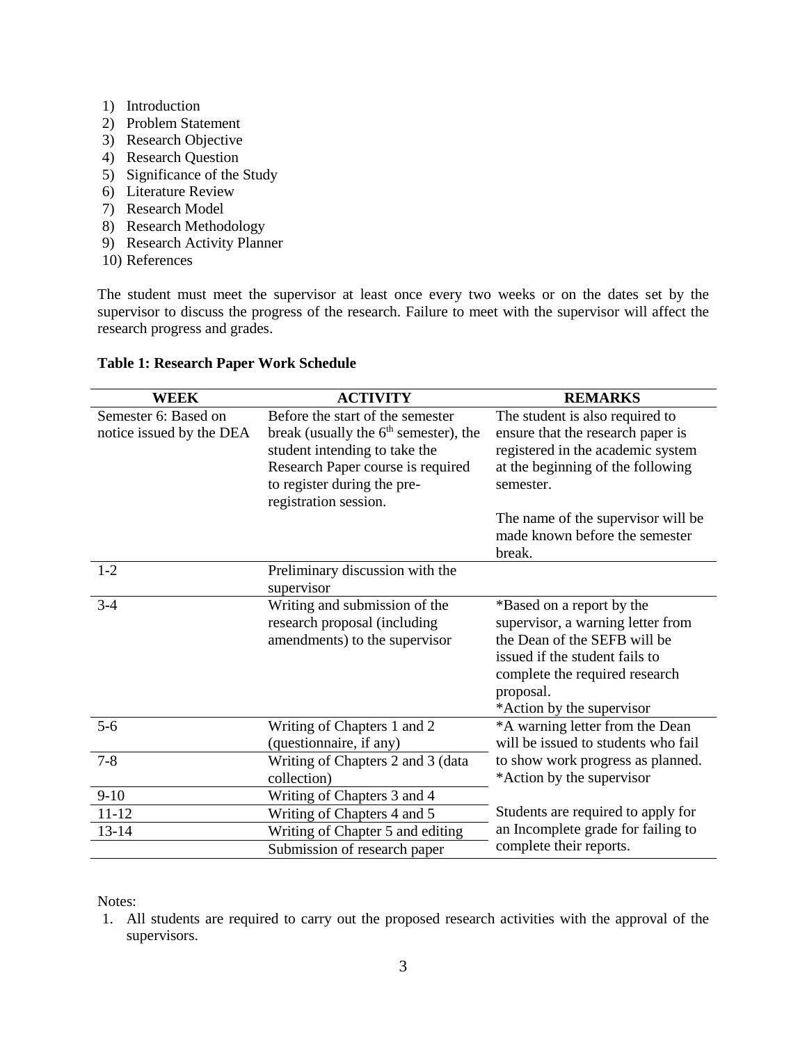1) Introduction
2) Problem Statement
3) Research Objective
4) Research Question
5) Significance of the Study
6) Literature Review
7) Research Model
8) Research Methodology
9) Research Activity Planner
10) References

The student must meet the supervisor at least once every two weeks or on the dates set by the supervisor to discuss the progress of the research. Failure to meet with the supervisor will affect the research progress and grades.

**Table 1: Research Paper Work Schedule**

| WEEK | ACTIVITY | REMARKS |
|---|---|---|
| Semester 6: Based on notice issued by the DEA | Before the start of the semester break (usually the 6th semester), the student intending to take the Research Paper course is required to register during the pre-registration session. | The student is also required to ensure that the research paper is registered in the academic system at the beginning of the following semester.<br><br>The name of the supervisor will be made known before the semester break. |
| 1-2 | Preliminary discussion with the supervisor | |
| 3-4 | Writing and submission of the research proposal (including amendments) to the supervisor | *Based on a report by the supervisor, a warning letter from the Dean of the SEFB will be issued if the student fails to complete the required research proposal.<br>*Action by the supervisor |
| 5-6 | Writing of Chapters 1 and 2 (questionnaire, if any) | *A warning letter from the Dean will be issued to students who fail to show work progress as planned.<br>*Action by the supervisor |
| 7-8 | Writing of Chapters 2 and 3 (data collection) | |
| 9-10 | Writing of Chapters 3 and 4 | |
| 11-12 | Writing of Chapters 4 and 5 | Students are required to apply for an Incomplete grade for failing to complete their reports. |
| 13-14 | Writing of Chapter 5 and editing | |
| | Submission of research paper | |

Notes:

1. All students are required to carry out the proposed research activities with the approval of the supervisors.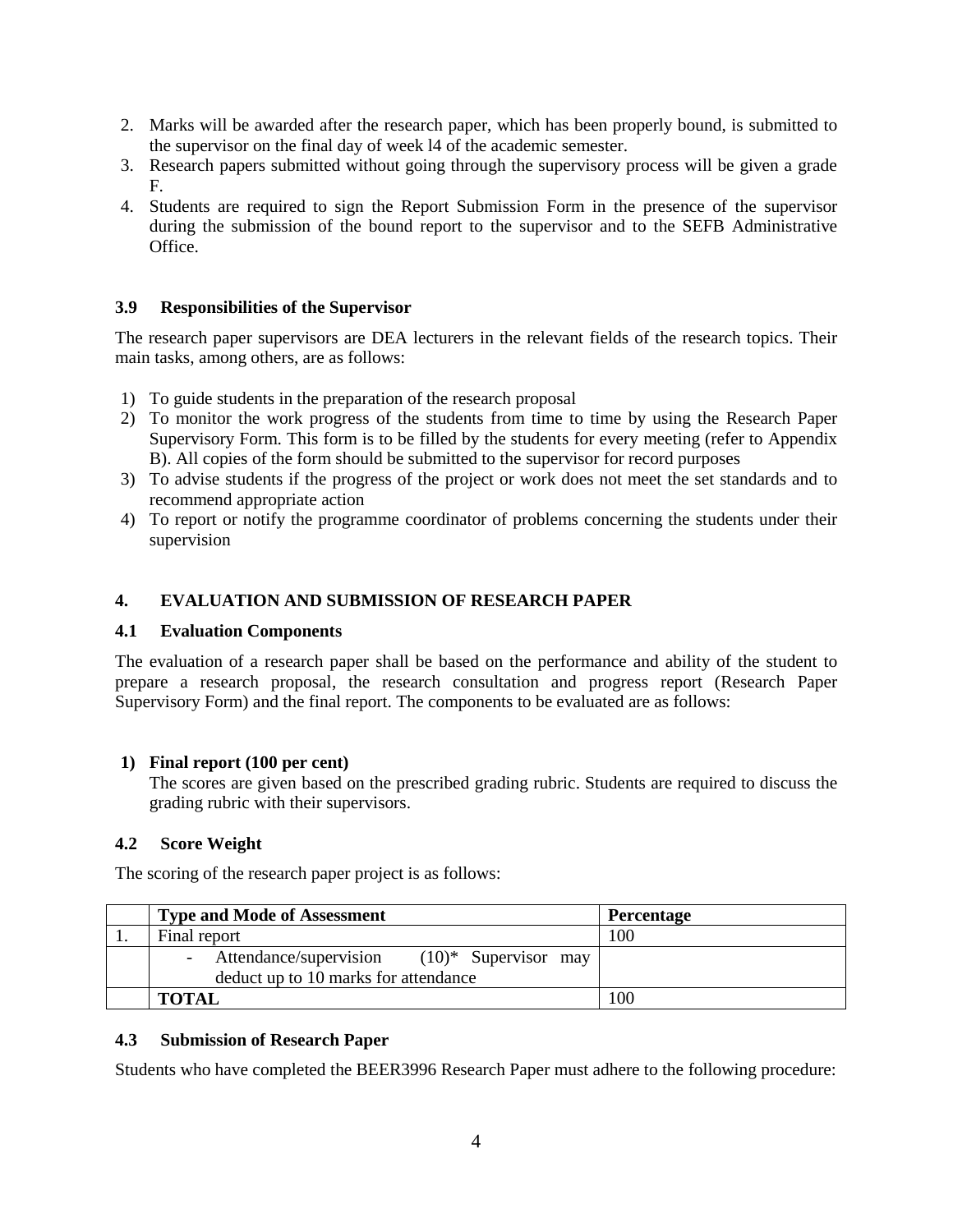2. Marks will be awarded after the research paper, which has been properly bound, is submitted to the supervisor on the final day of week l4 of the academic semester.
3. Research papers submitted without going through the supervisory process will be given a grade F.
4. Students are required to sign the Report Submission Form in the presence of the supervisor during the submission of the bound report to the supervisor and to the SEFB Administrative Office.

### 3.9 Responsibilities of the Supervisor

The research paper supervisors are DEA lecturers in the relevant fields of the research topics. Their main tasks, among others, are as follows:

1) To guide students in the preparation of the research proposal
2) To monitor the work progress of the students from time to time by using the Research Paper Supervisory Form. This form is to be filled by the students for every meeting (refer to Appendix B). All copies of the form should be submitted to the supervisor for record purposes
3) To advise students if the progress of the project or work does not meet the set standards and to recommend appropriate action
4) To report or notify the programme coordinator of problems concerning the students under their supervision

## 4. EVALUATION AND SUBMISSION OF RESEARCH PAPER

### 4.1 Evaluation Components

The evaluation of a research paper shall be based on the performance and ability of the student to prepare a research proposal, the research consultation and progress report (Research Paper Supervisory Form) and the final report. The components to be evaluated are as follows:

**1) Final report (100 per cent)**

The scores are given based on the prescribed grading rubric. Students are required to discuss the grading rubric with their supervisors.

### 4.2 Score Weight

The scoring of the research paper project is as follows:

| | **Type and Mode of Assessment** | **Percentage** |
|---|---|---|
| 1. | Final report | 100 |
| | - Attendance/supervision (10)* Supervisor may deduct up to 10 marks for attendance | |
| | **TOTAL** | 100 |

### 4.3 Submission of Research Paper

Students who have completed the BEER3996 Research Paper must adhere to the following procedure: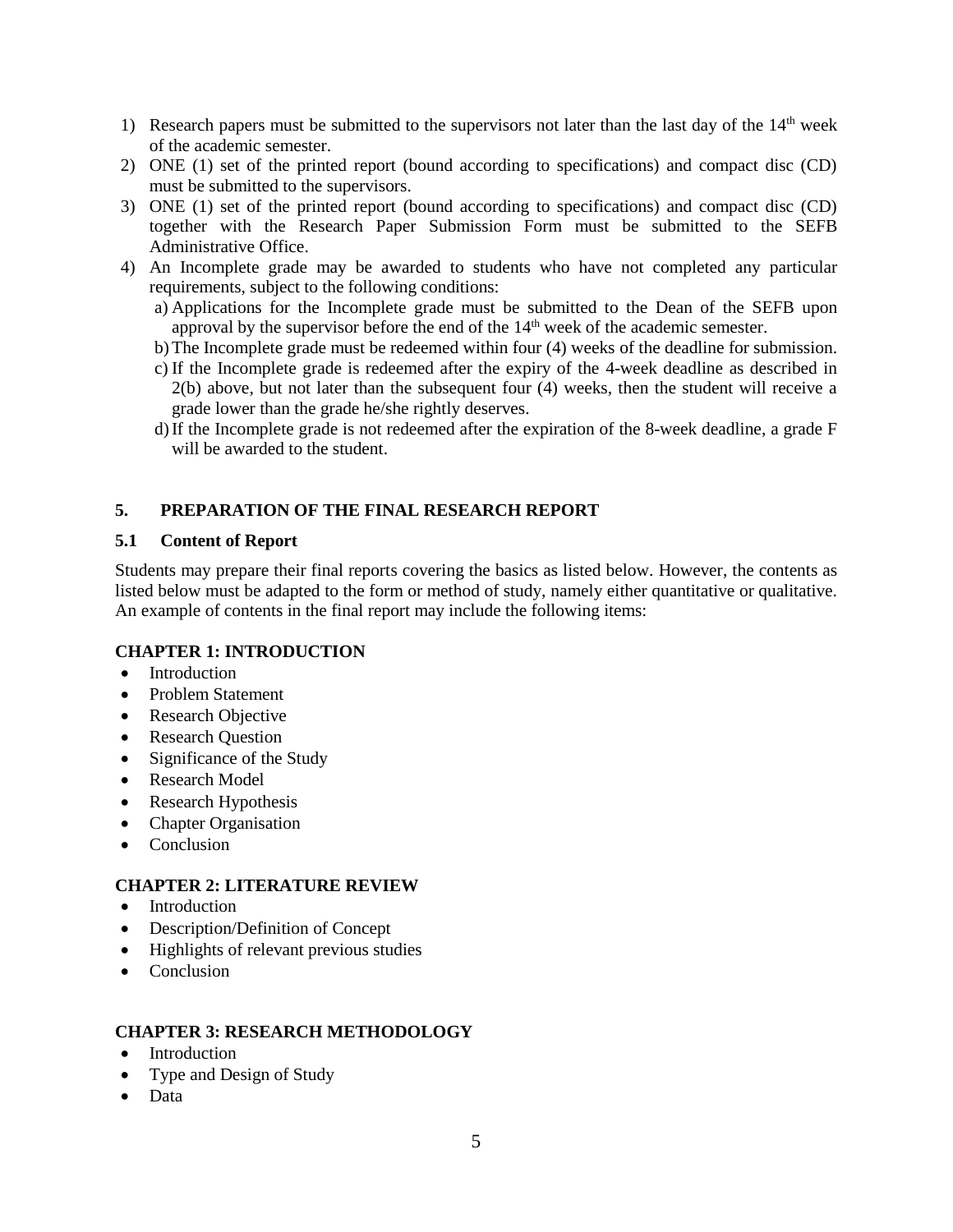1) Research papers must be submitted to the supervisors not later than the last day of the 14th week of the academic semester.
2) ONE (1) set of the printed report (bound according to specifications) and compact disc (CD) must be submitted to the supervisors.
3) ONE (1) set of the printed report (bound according to specifications) and compact disc (CD) together with the Research Paper Submission Form must be submitted to the SEFB Administrative Office.
4) An Incomplete grade may be awarded to students who have not completed any particular requirements, subject to the following conditions:
   a) Applications for the Incomplete grade must be submitted to the Dean of the SEFB upon approval by the supervisor before the end of the 14th week of the academic semester.
   b) The Incomplete grade must be redeemed within four (4) weeks of the deadline for submission.
   c) If the Incomplete grade is redeemed after the expiry of the 4-week deadline as described in 2(b) above, but not later than the subsequent four (4) weeks, then the student will receive a grade lower than the grade he/she rightly deserves.
   d) If the Incomplete grade is not redeemed after the expiration of the 8-week deadline, a grade F will be awarded to the student.

## 5. PREPARATION OF THE FINAL RESEARCH REPORT

### 5.1 Content of Report

Students may prepare their final reports covering the basics as listed below. However, the contents as listed below must be adapted to the form or method of study, namely either quantitative or qualitative. An example of contents in the final report may include the following items:

**CHAPTER 1: INTRODUCTION**

- Introduction
- Problem Statement
- Research Objective
- Research Question
- Significance of the Study
- Research Model
- Research Hypothesis
- Chapter Organisation
- Conclusion

**CHAPTER 2: LITERATURE REVIEW**

- Introduction
- Description/Definition of Concept
- Highlights of relevant previous studies
- Conclusion

**CHAPTER 3: RESEARCH METHODOLOGY**

- Introduction
- Type and Design of Study
- Data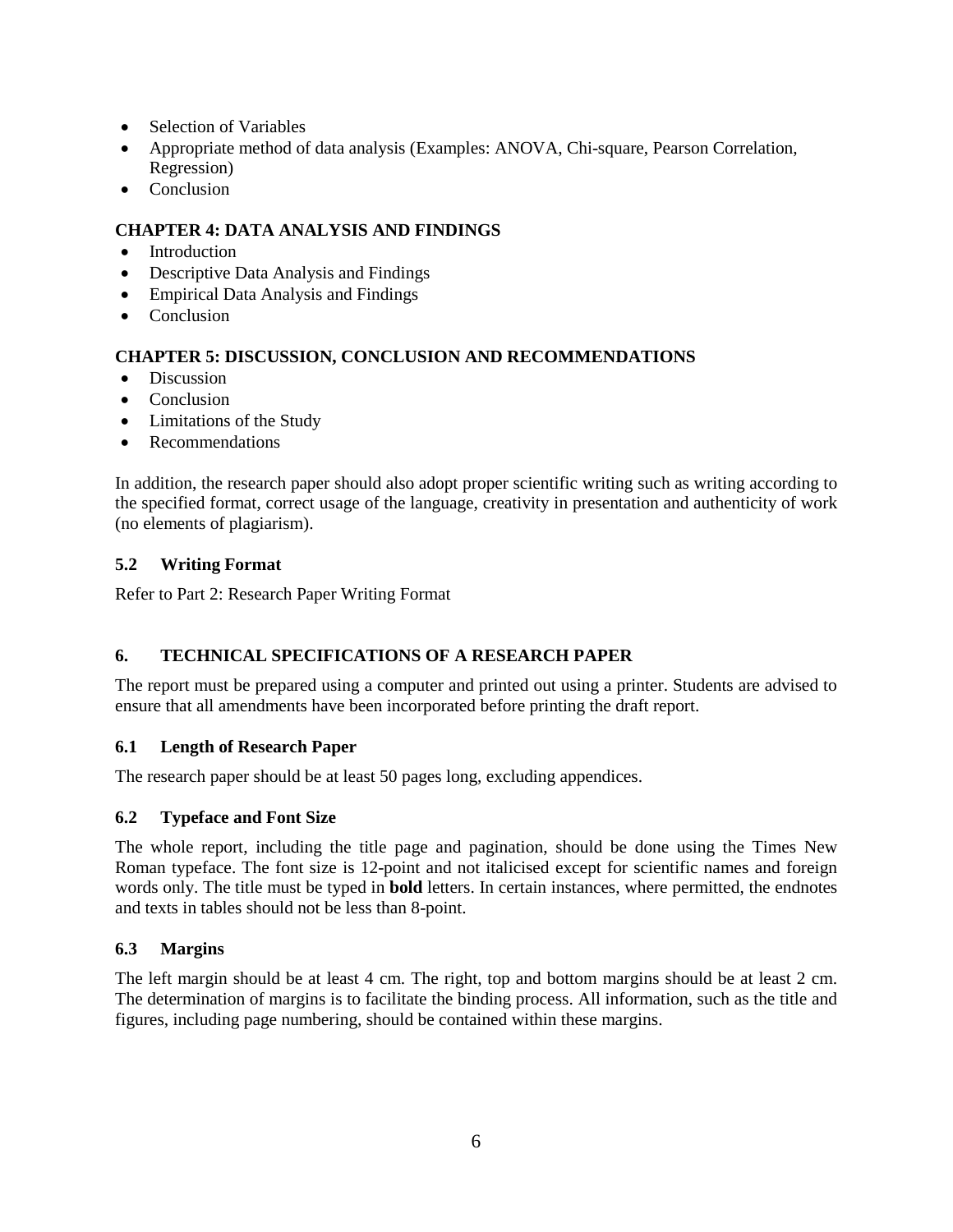- Selection of Variables
- Appropriate method of data analysis (Examples: ANOVA, Chi-square, Pearson Correlation, Regression)
- Conclusion

**CHAPTER 4: DATA ANALYSIS AND FINDINGS**

- Introduction
- Descriptive Data Analysis and Findings
- Empirical Data Analysis and Findings
- Conclusion

**CHAPTER 5: DISCUSSION, CONCLUSION AND RECOMMENDATIONS**

- Discussion
- Conclusion
- Limitations of the Study
- Recommendations

In addition, the research paper should also adopt proper scientific writing such as writing according to the specified format, correct usage of the language, creativity in presentation and authenticity of work (no elements of plagiarism).

### 5.2 Writing Format

Refer to Part 2: Research Paper Writing Format

## 6. TECHNICAL SPECIFICATIONS OF A RESEARCH PAPER

The report must be prepared using a computer and printed out using a printer. Students are advised to ensure that all amendments have been incorporated before printing the draft report.

### 6.1 Length of Research Paper

The research paper should be at least 50 pages long, excluding appendices.

### 6.2 Typeface and Font Size

The whole report, including the title page and pagination, should be done using the Times New Roman typeface. The font size is 12-point and not italicised except for scientific names and foreign words only. The title must be typed in **bold** letters. In certain instances, where permitted, the endnotes and texts in tables should not be less than 8-point.

### 6.3 Margins

The left margin should be at least 4 cm. The right, top and bottom margins should be at least 2 cm. The determination of margins is to facilitate the binding process. All information, such as the title and figures, including page numbering, should be contained within these margins.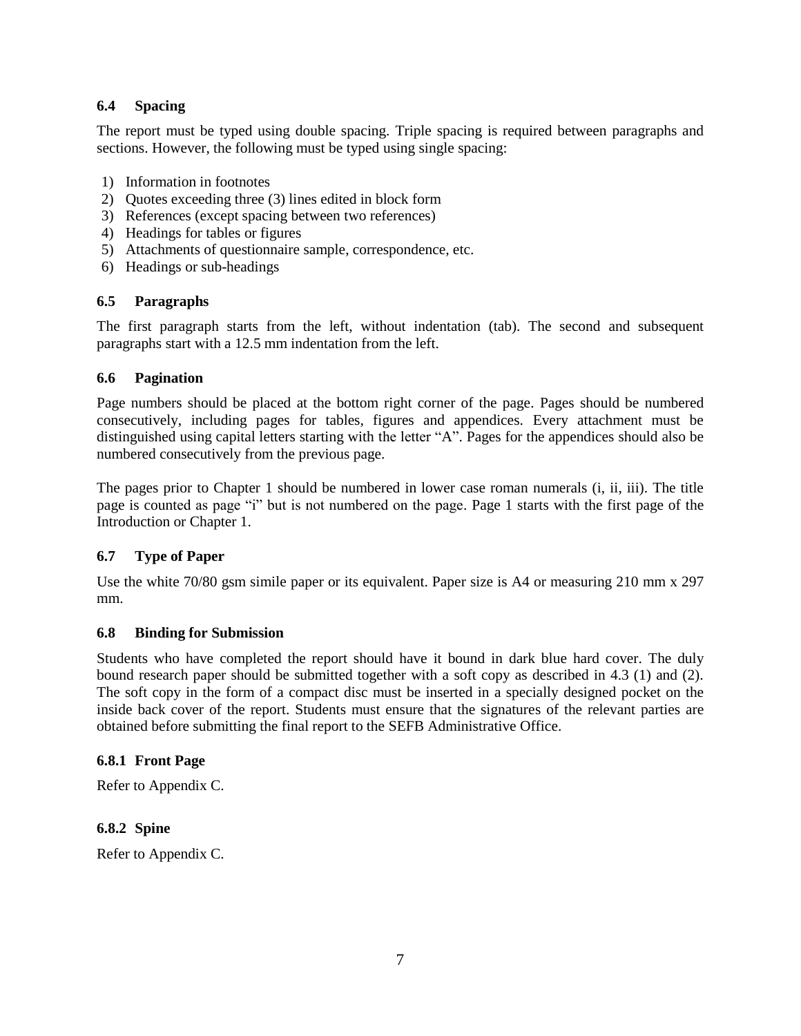### 6.4 Spacing

The report must be typed using double spacing. Triple spacing is required between paragraphs and sections. However, the following must be typed using single spacing:

1) Information in footnotes
2) Quotes exceeding three (3) lines edited in block form
3) References (except spacing between two references)
4) Headings for tables or figures
5) Attachments of questionnaire sample, correspondence, etc.
6) Headings or sub-headings

### 6.5 Paragraphs

The first paragraph starts from the left, without indentation (tab). The second and subsequent paragraphs start with a 12.5 mm indentation from the left.

### 6.6 Pagination

Page numbers should be placed at the bottom right corner of the page. Pages should be numbered consecutively, including pages for tables, figures and appendices. Every attachment must be distinguished using capital letters starting with the letter "A". Pages for the appendices should also be numbered consecutively from the previous page.

The pages prior to Chapter 1 should be numbered in lower case roman numerals (i, ii, iii). The title page is counted as page "i" but is not numbered on the page. Page 1 starts with the first page of the Introduction or Chapter 1.

### 6.7 Type of Paper

Use the white 70/80 gsm simile paper or its equivalent. Paper size is A4 or measuring 210 mm x 297 mm.

### 6.8 Binding for Submission

Students who have completed the report should have it bound in dark blue hard cover. The duly bound research paper should be submitted together with a soft copy as described in 4.3 (1) and (2). The soft copy in the form of a compact disc must be inserted in a specially designed pocket on the inside back cover of the report. Students must ensure that the signatures of the relevant parties are obtained before submitting the final report to the SEFB Administrative Office.

#### 6.8.1 Front Page

Refer to Appendix C.

#### 6.8.2 Spine

Refer to Appendix C.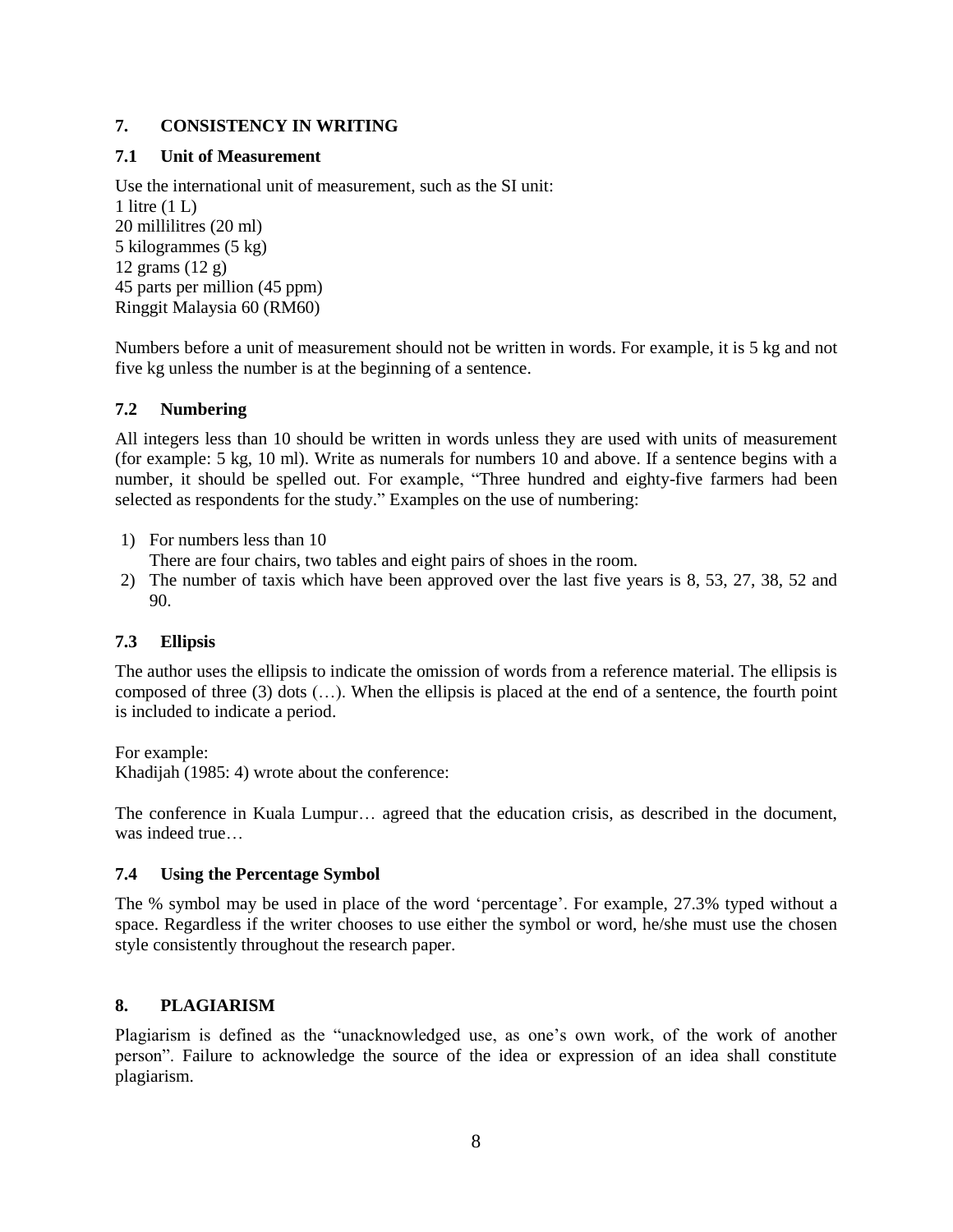## 7. CONSISTENCY IN WRITING

### 7.1 Unit of Measurement

Use the international unit of measurement, such as the SI unit:
1 litre (1 L)
20 millilitres (20 ml)
5 kilogrammes (5 kg)
12 grams (12 g)
45 parts per million (45 ppm)
Ringgit Malaysia 60 (RM60)

Numbers before a unit of measurement should not be written in words. For example, it is 5 kg and not five kg unless the number is at the beginning of a sentence.

### 7.2 Numbering

All integers less than 10 should be written in words unless they are used with units of measurement (for example: 5 kg, 10 ml). Write as numerals for numbers 10 and above. If a sentence begins with a number, it should be spelled out. For example, "Three hundred and eighty-five farmers had been selected as respondents for the study." Examples on the use of numbering:

1) For numbers less than 10
   There are four chairs, two tables and eight pairs of shoes in the room.
2) The number of taxis which have been approved over the last five years is 8, 53, 27, 38, 52 and 90.

### 7.3 Ellipsis

The author uses the ellipsis to indicate the omission of words from a reference material. The ellipsis is composed of three (3) dots (…). When the ellipsis is placed at the end of a sentence, the fourth point is included to indicate a period.

For example:
Khadijah (1985: 4) wrote about the conference:

The conference in Kuala Lumpur… agreed that the education crisis, as described in the document, was indeed true…

### 7.4 Using the Percentage Symbol

The % symbol may be used in place of the word 'percentage'. For example, 27.3% typed without a space. Regardless if the writer chooses to use either the symbol or word, he/she must use the chosen style consistently throughout the research paper.

## 8. PLAGIARISM

Plagiarism is defined as the "unacknowledged use, as one's own work, of the work of another person". Failure to acknowledge the source of the idea or expression of an idea shall constitute plagiarism.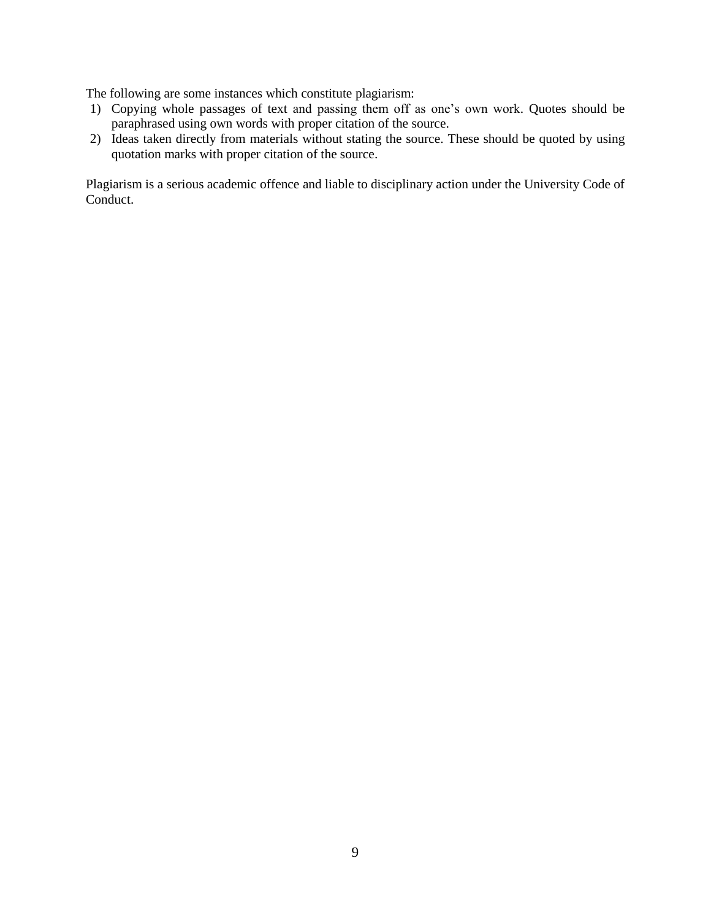The following are some instances which constitute plagiarism:

1) Copying whole passages of text and passing them off as one's own work. Quotes should be paraphrased using own words with proper citation of the source.
2) Ideas taken directly from materials without stating the source. These should be quoted by using quotation marks with proper citation of the source.

Plagiarism is a serious academic offence and liable to disciplinary action under the University Code of Conduct.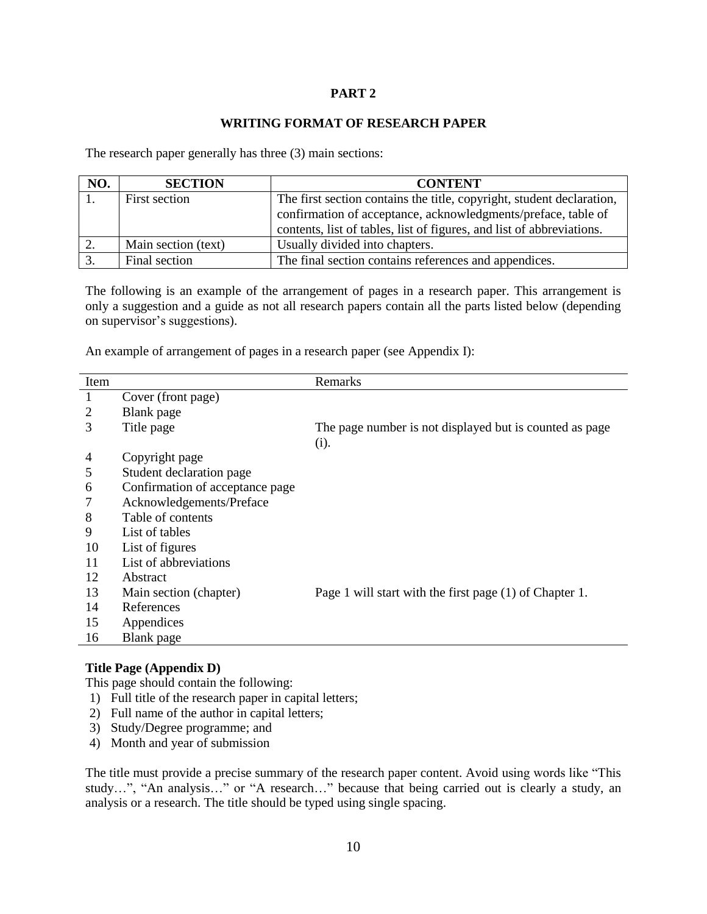## PART 2

### WRITING FORMAT OF RESEARCH PAPER

The research paper generally has three (3) main sections:

| NO. | SECTION | CONTENT |
|---|---|---|
| 1. | First section | The first section contains the title, copyright, student declaration, confirmation of acceptance, acknowledgments/preface, table of contents, list of tables, list of figures, and list of abbreviations. |
| 2. | Main section (text) | Usually divided into chapters. |
| 3. | Final section | The final section contains references and appendices. |

The following is an example of the arrangement of pages in a research paper. This arrangement is only a suggestion and a guide as not all research papers contain all the parts listed below (depending on supervisor's suggestions).

An example of arrangement of pages in a research paper (see Appendix I):

| Item | | Remarks |
|---|---|---|
| 1 | Cover (front page) | |
| 2 | Blank page | |
| 3 | Title page | The page number is not displayed but is counted as page (i). |
| 4 | Copyright page | |
| 5 | Student declaration page | |
| 6 | Confirmation of acceptance page | |
| 7 | Acknowledgements/Preface | |
| 8 | Table of contents | |
| 9 | List of tables | |
| 10 | List of figures | |
| 11 | List of abbreviations | |
| 12 | Abstract | |
| 13 | Main section (chapter) | Page 1 will start with the first page (1) of Chapter 1. |
| 14 | References | |
| 15 | Appendices | |
| 16 | Blank page | |

**Title Page (Appendix D)**

This page should contain the following:

1) Full title of the research paper in capital letters;
2) Full name of the author in capital letters;
3) Study/Degree programme; and
4) Month and year of submission

The title must provide a precise summary of the research paper content. Avoid using words like "This study…", "An analysis…" or "A research…" because that being carried out is clearly a study, an analysis or a research. The title should be typed using single spacing.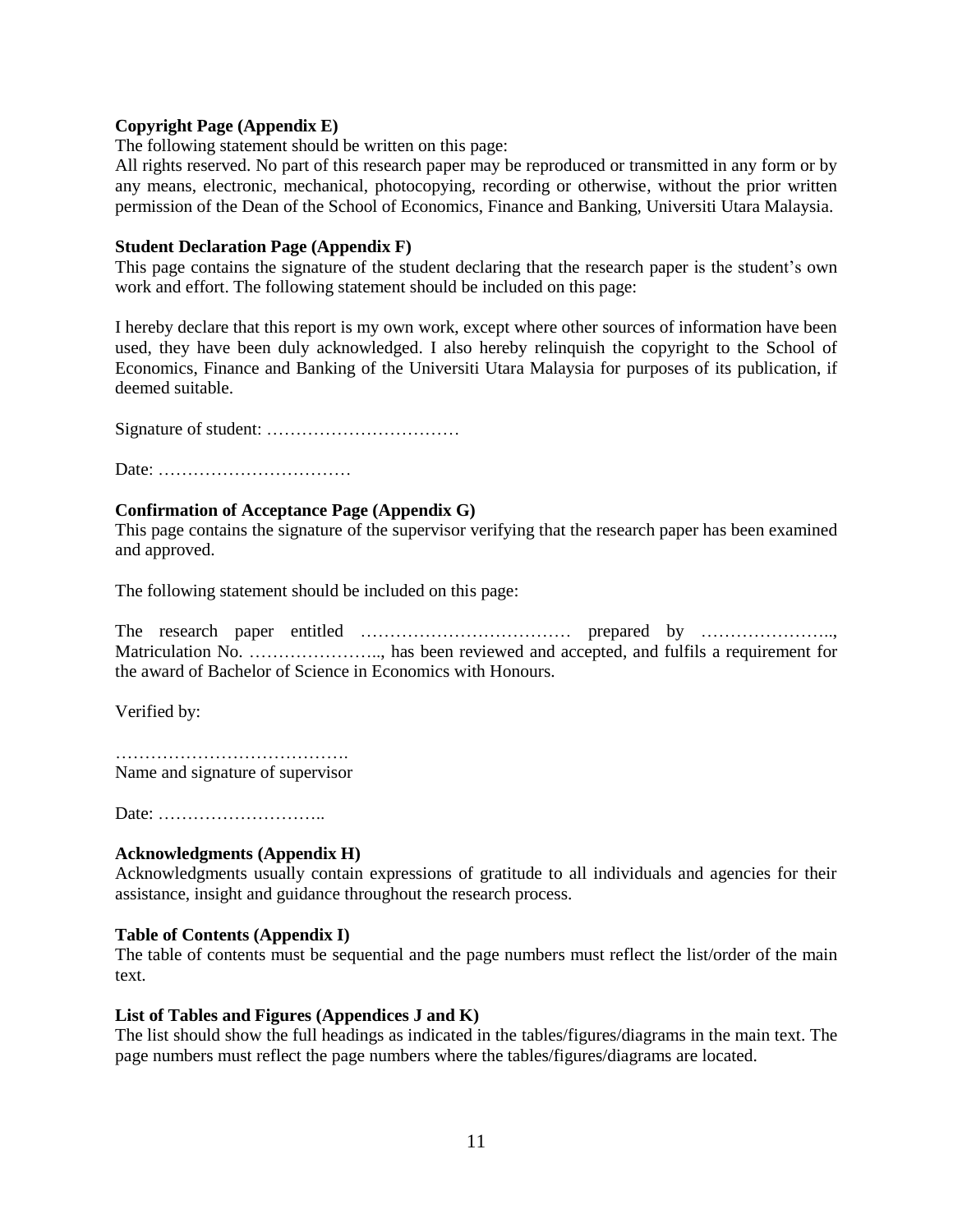**Copyright Page (Appendix E)**

The following statement should be written on this page:

All rights reserved. No part of this research paper may be reproduced or transmitted in any form or by any means, electronic, mechanical, photocopying, recording or otherwise, without the prior written permission of the Dean of the School of Economics, Finance and Banking, Universiti Utara Malaysia.

**Student Declaration Page (Appendix F)**

This page contains the signature of the student declaring that the research paper is the student's own work and effort. The following statement should be included on this page:

I hereby declare that this report is my own work, except where other sources of information have been used, they have been duly acknowledged. I also hereby relinquish the copyright to the School of Economics, Finance and Banking of the Universiti Utara Malaysia for purposes of its publication, if deemed suitable.

Signature of student: ……………………………

Date: ……………………………

**Confirmation of Acceptance Page (Appendix G)**

This page contains the signature of the supervisor verifying that the research paper has been examined and approved.

The following statement should be included on this page:

The research paper entitled ……………………………… prepared by ………………….., Matriculation No. ………………….., has been reviewed and accepted, and fulfils a requirement for the award of Bachelor of Science in Economics with Honours.

Verified by:

………………………………….

Name and signature of supervisor

Date: ………………………..

**Acknowledgments (Appendix H)**

Acknowledgments usually contain expressions of gratitude to all individuals and agencies for their assistance, insight and guidance throughout the research process.

**Table of Contents (Appendix I)**

The table of contents must be sequential and the page numbers must reflect the list/order of the main text.

**List of Tables and Figures (Appendices J and K)**

The list should show the full headings as indicated in the tables/figures/diagrams in the main text. The page numbers must reflect the page numbers where the tables/figures/diagrams are located.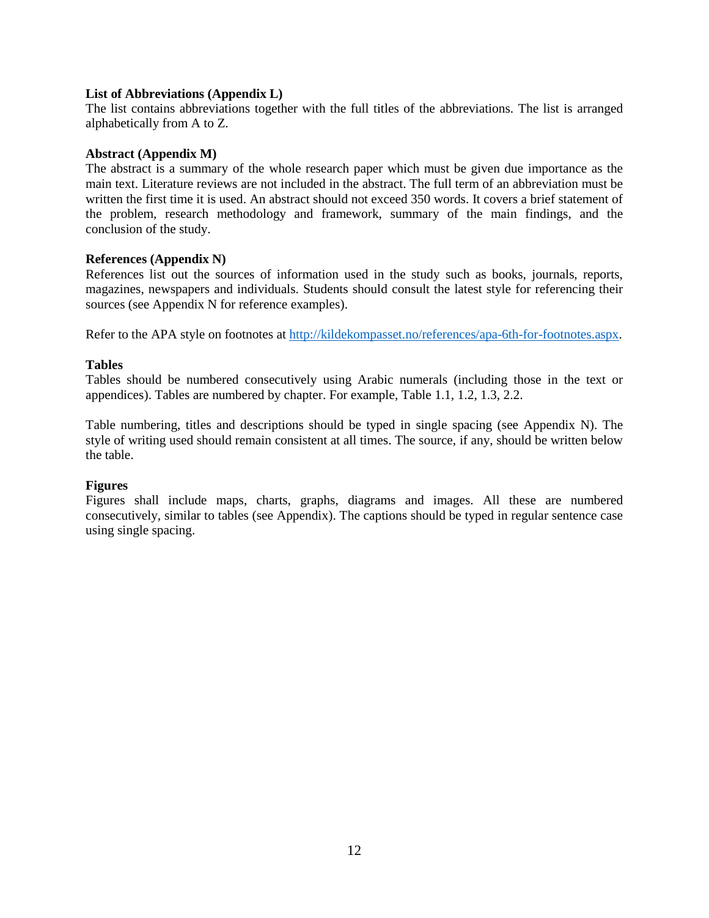**List of Abbreviations (Appendix L)**
The list contains abbreviations together with the full titles of the abbreviations. The list is arranged alphabetically from A to Z.

**Abstract (Appendix M)**
The abstract is a summary of the whole research paper which must be given due importance as the main text. Literature reviews are not included in the abstract. The full term of an abbreviation must be written the first time it is used. An abstract should not exceed 350 words. It covers a brief statement of the problem, research methodology and framework, summary of the main findings, and the conclusion of the study.

**References (Appendix N)**
References list out the sources of information used in the study such as books, journals, reports, magazines, newspapers and individuals. Students should consult the latest style for referencing their sources (see Appendix N for reference examples).

Refer to the APA style on footnotes at [http://kildekompasset.no/references/apa-6th-for-footnotes.aspx](http://kildekompasset.no/references/apa-6th-for-footnotes.aspx).

**Tables**
Tables should be numbered consecutively using Arabic numerals (including those in the text or appendices). Tables are numbered by chapter. For example, Table 1.1, 1.2, 1.3, 2.2.

Table numbering, titles and descriptions should be typed in single spacing (see Appendix N). The style of writing used should remain consistent at all times. The source, if any, should be written below the table.

**Figures**
Figures shall include maps, charts, graphs, diagrams and images. All these are numbered consecutively, similar to tables (see Appendix). The captions should be typed in regular sentence case using single spacing.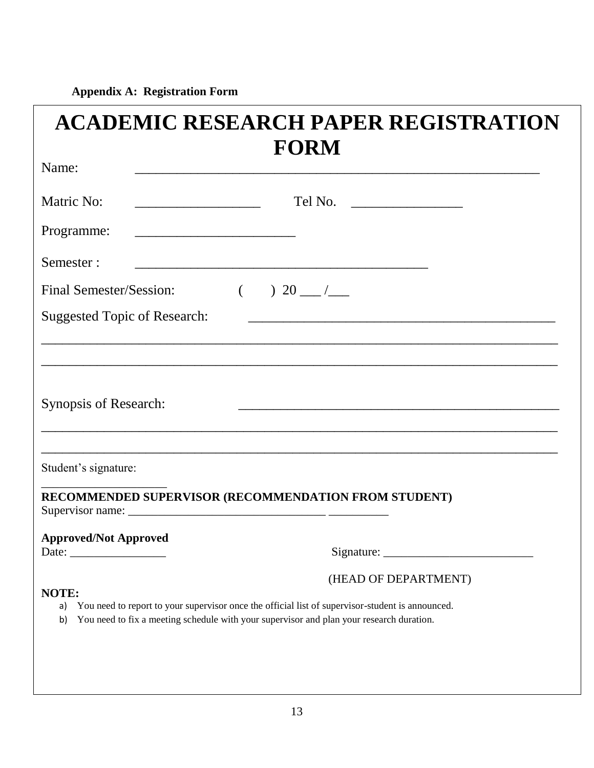**Appendix A: Registration Form**

# ACADEMIC RESEARCH PAPER REGISTRATION FORM

Name: ____________________________________________________________

Matric No: __________________ Tel No. ________________

Programme: _______________________

Semester : __________________________________________

Final Semester/Session: ( ) 20 ___ /___

Suggested Topic of Research: _____________________________________________

___________________________________________________________________________

___________________________________________________________________________

Synopsis of Research: ______________________________________________

___________________________________________________________________________

___________________________________________________________________________

Student's signature:

____________________

**RECOMMENDED SUPERVISOR (RECOMMENDATION FROM STUDENT)**

Supervisor name: _________________________________ __________

**Approved/Not Approved**

Date: ________________ Signature: _________________________

(HEAD OF DEPARTMENT)

**NOTE:**

a) You need to report to your supervisor once the official list of supervisor-student is announced.
b) You need to fix a meeting schedule with your supervisor and plan your research duration.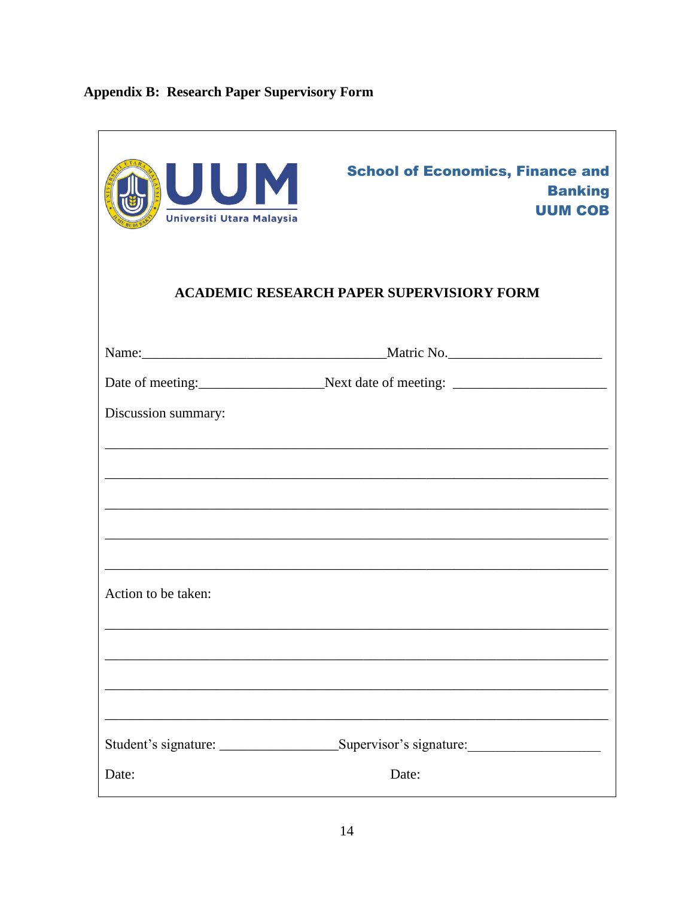**Appendix B: Research Paper Supervisory Form**

UUM
Universiti Utara Malaysia

**School of Economics, Finance and Banking**
**UUM COB**

**ACADEMIC RESEARCH PAPER SUPERVISIORY FORM**

Name:__________________________________ Matric No.______________________

Date of meeting:_________________ Next date of meeting: _____________________

Discussion summary:

_______________________________________________________________________

_______________________________________________________________________

_______________________________________________________________________

_______________________________________________________________________

_______________________________________________________________________

Action to be taken:

_______________________________________________________________________

_______________________________________________________________________

_______________________________________________________________________

_______________________________________________________________________

Student's signature: ________________ Supervisor's signature:__________________

Date: Date: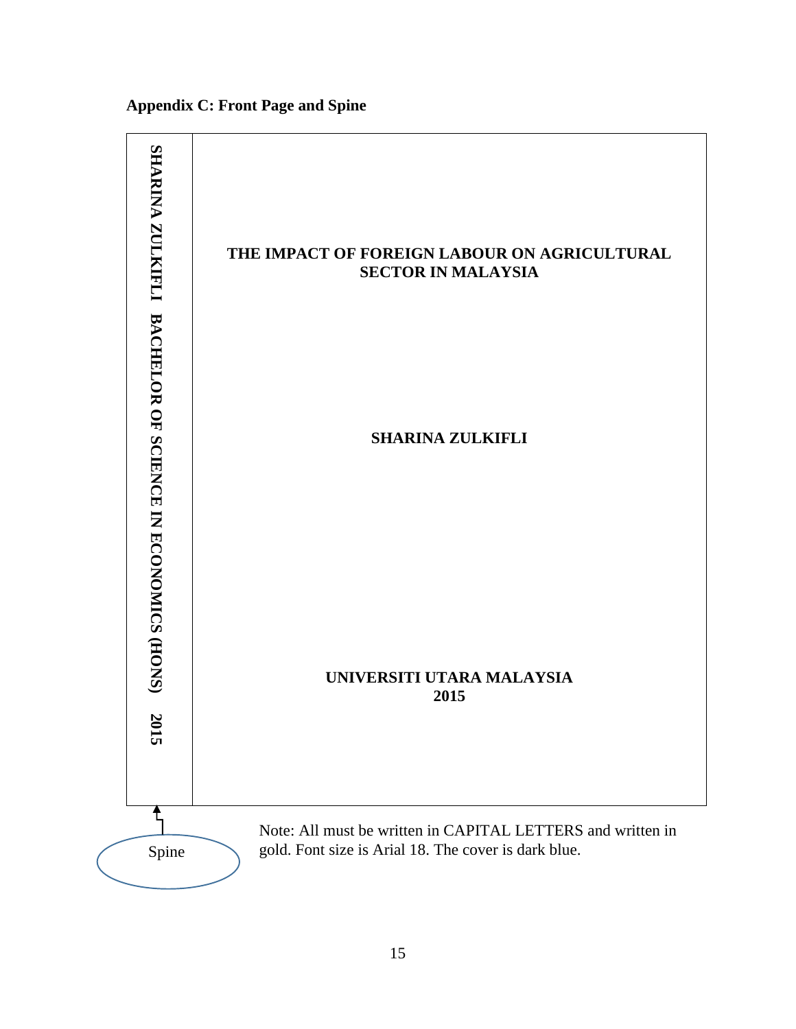**Appendix C: Front Page and Spine**

SHARINA ZULKIFLI BACHELOR OF SCIENCE IN ECONOMICS (HONS) 2015

**THE IMPACT OF FOREIGN LABOUR ON AGRICULTURAL SECTOR IN MALAYSIA**

**SHARINA ZULKIFLI**

**UNIVERSITI UTARA MALAYSIA**
**2015**

Spine

Note: All must be written in CAPITAL LETTERS and written in gold. Font size is Arial 18. The cover is dark blue.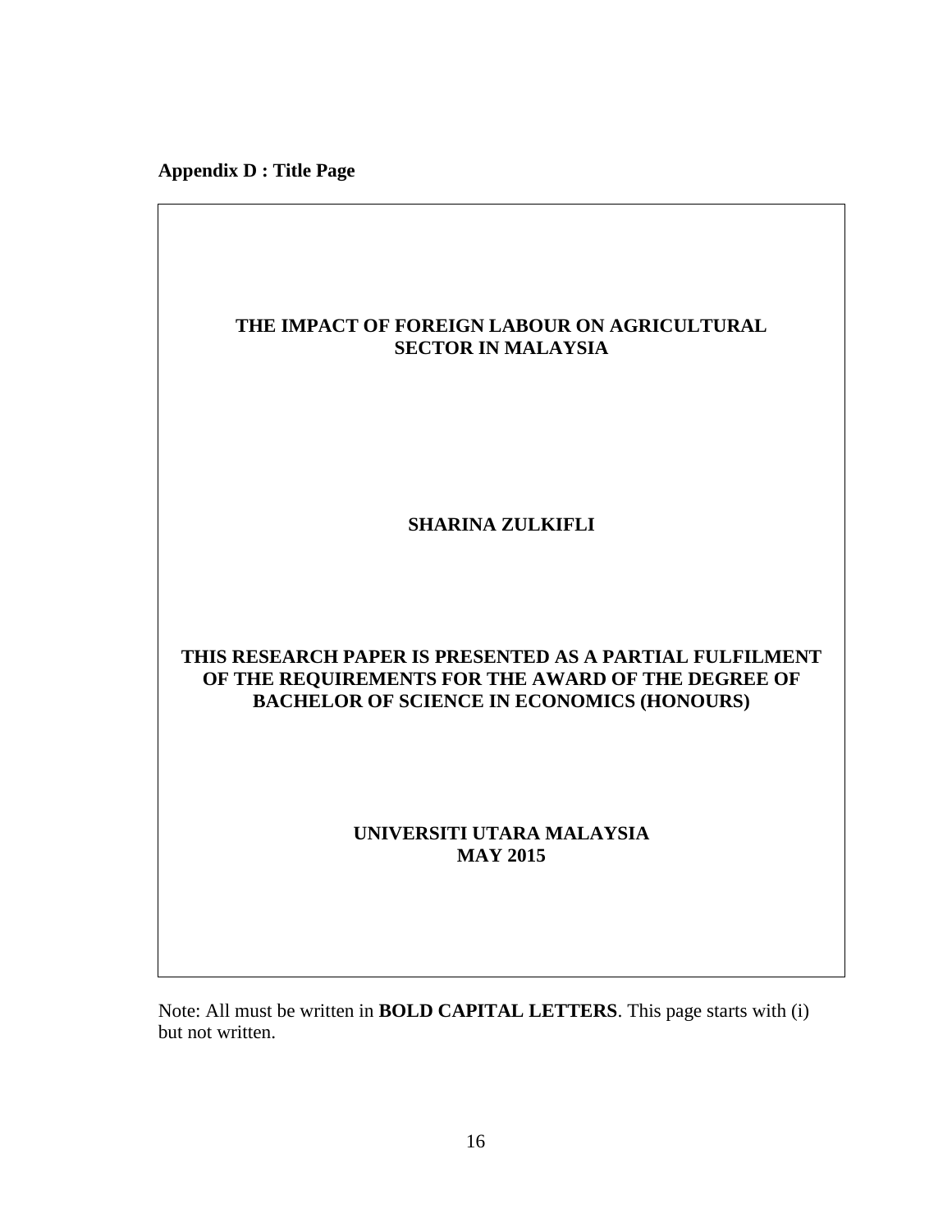**Appendix D : Title Page**

**THE IMPACT OF FOREIGN LABOUR ON AGRICULTURAL SECTOR IN MALAYSIA**

**SHARINA ZULKIFLI**

**THIS RESEARCH PAPER IS PRESENTED AS A PARTIAL FULFILMENT OF THE REQUIREMENTS FOR THE AWARD OF THE DEGREE OF BACHELOR OF SCIENCE IN ECONOMICS (HONOURS)**

**UNIVERSITI UTARA MALAYSIA**
**MAY 2015**

Note: All must be written in **BOLD CAPITAL LETTERS**. This page starts with (i) but not written.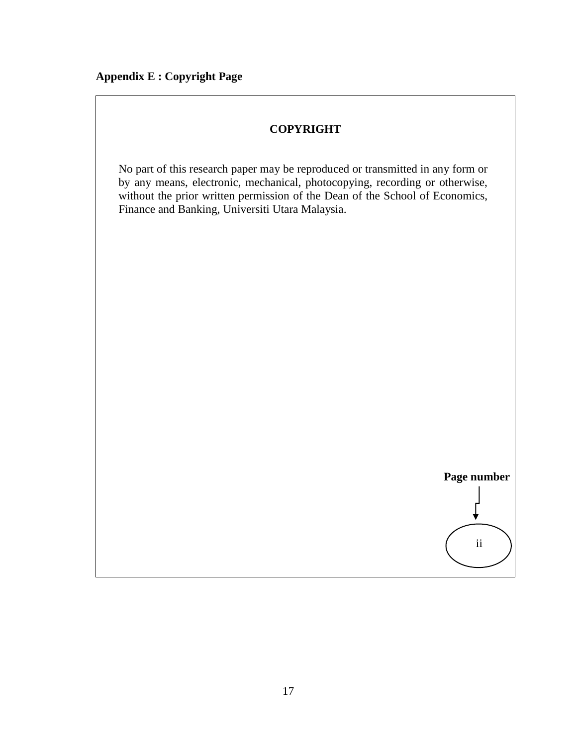**Appendix E : Copyright Page**

**COPYRIGHT**

No part of this research paper may be reproduced or transmitted in any form or by any means, electronic, mechanical, photocopying, recording or otherwise, without the prior written permission of the Dean of the School of Economics, Finance and Banking, Universiti Utara Malaysia.

**Page number**

ii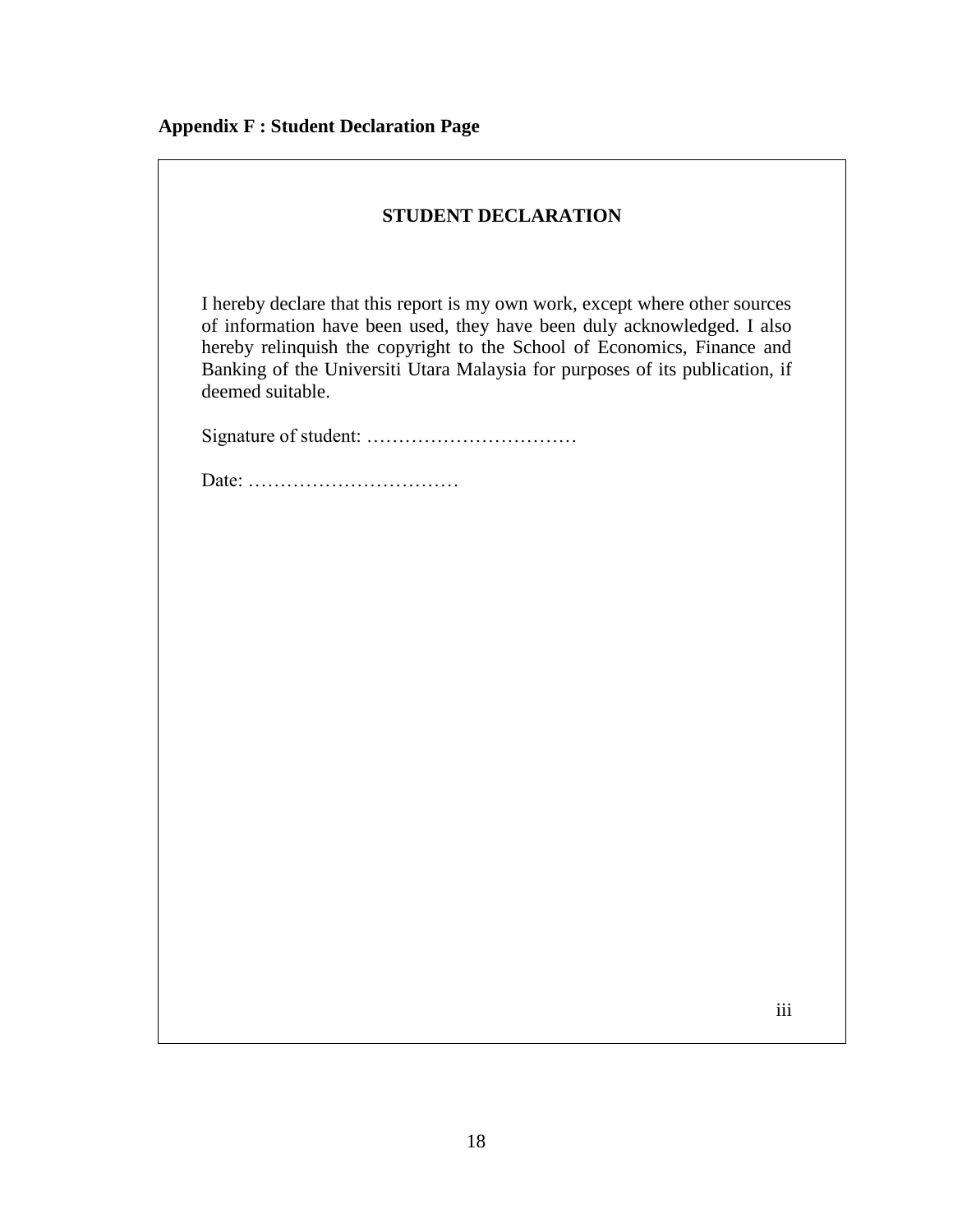**Appendix F : Student Declaration Page**

**STUDENT DECLARATION**

I hereby declare that this report is my own work, except where other sources of information have been used, they have been duly acknowledged. I also hereby relinquish the copyright to the School of Economics, Finance and Banking of the Universiti Utara Malaysia for purposes of its publication, if deemed suitable.

Signature of student: ……………………………

Date: ……………………………

iii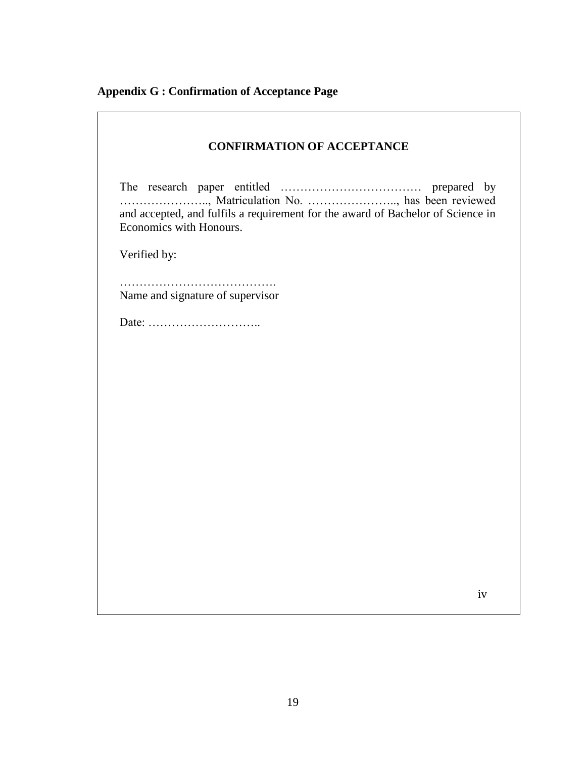**Appendix G : Confirmation of Acceptance Page**

**CONFIRMATION OF ACCEPTANCE**

The research paper entitled ……………………………… prepared by ………………….., Matriculation No. ………………….., has been reviewed and accepted, and fulfils a requirement for the award of Bachelor of Science in Economics with Honours.

Verified by:

………………………………….
Name and signature of supervisor

Date: ………………………..

iv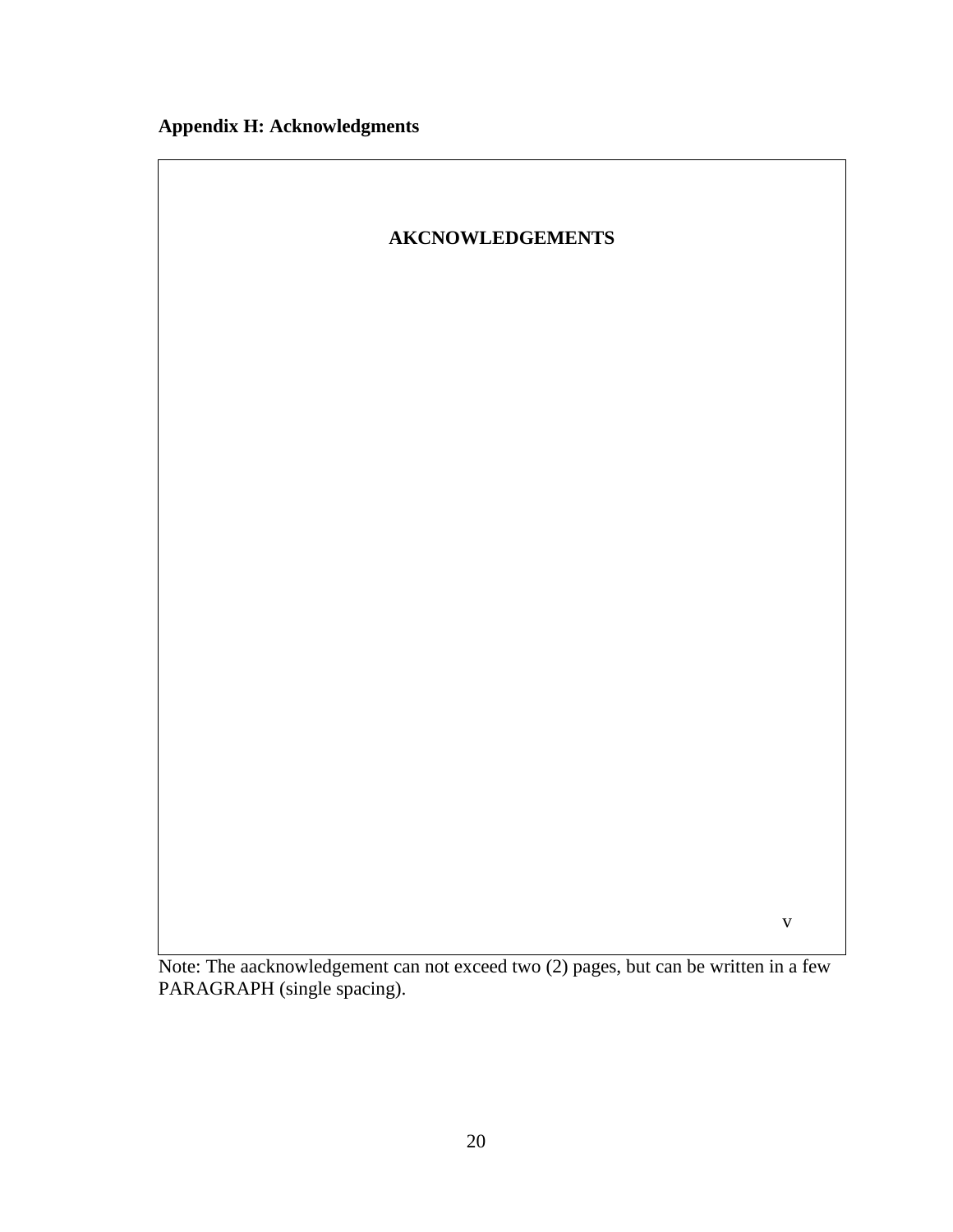**Appendix H: Acknowledgments**

**AKCNOWLEDGEMENTS**

v

Note: The aacknowledgement can not exceed two (2) pages, but can be written in a few PARAGRAPH (single spacing).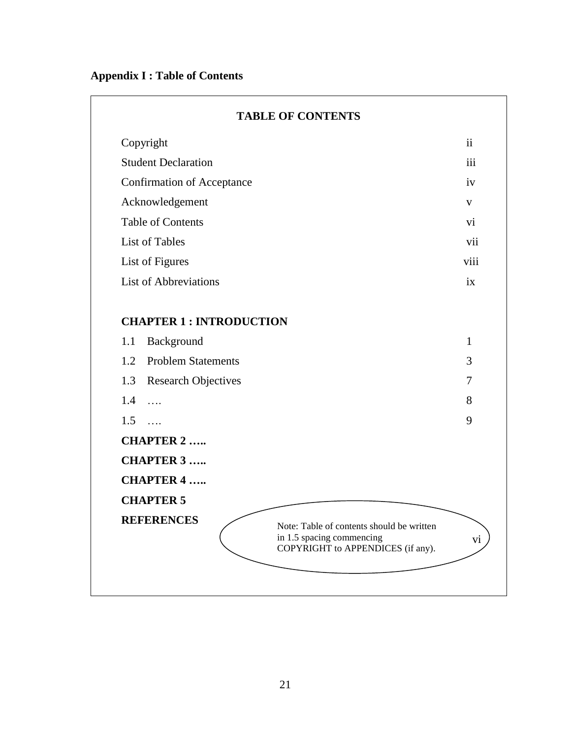**Appendix I : Table of Contents**

**TABLE OF CONTENTS**

| | |
|---|---|
| Copyright | ii |
| Student Declaration | iii |
| Confirmation of Acceptance | iv |
| Acknowledgement | v |
| Table of Contents | vi |
| List of Tables | vii |
| List of Figures | viii |
| List of Abbreviations | ix |

**CHAPTER 1 : INTRODUCTION**

| | |
|---|---|
| 1.1 Background | 1 |
| 1.2 Problem Statements | 3 |
| 1.3 Research Objectives | 7 |
| 1.4 …. | 8 |
| 1.5 …. | 9 |

**CHAPTER 2 …..**

**CHAPTER 3 …..**

**CHAPTER 4 …..**

**CHAPTER 5**

**REFERENCES**

Note: Table of contents should be written in 1.5 spacing commencing COPYRIGHT to APPENDICES (if any).

vi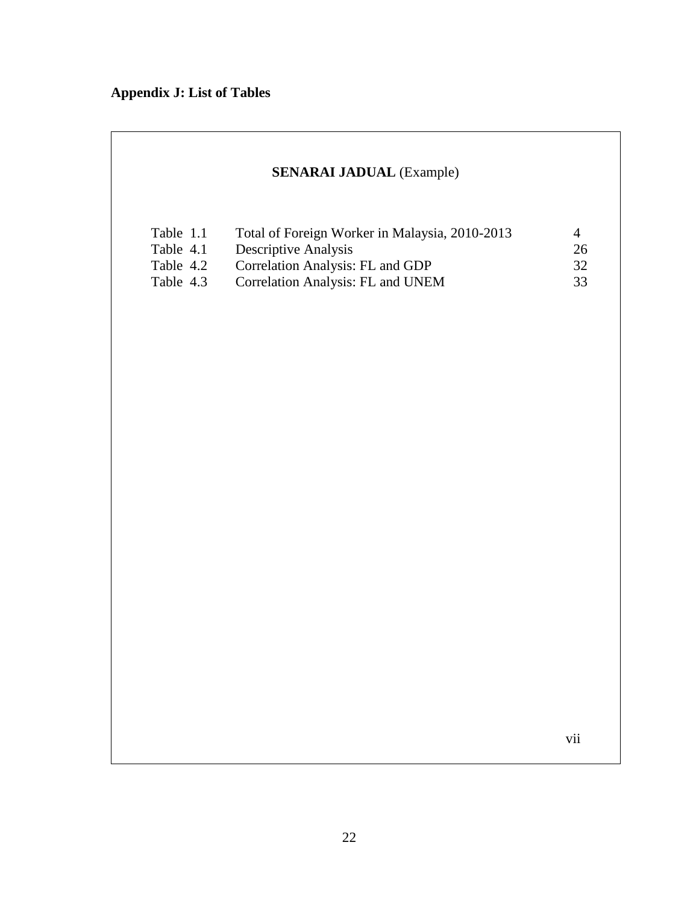## Appendix J: List of Tables

**SENARAI JADUAL** (Example)

| | | |
|---|---|---|
| Table 1.1 | Total of Foreign Worker in Malaysia, 2010-2013 | 4 |
| Table 4.1 | Descriptive Analysis | 26 |
| Table 4.2 | Correlation Analysis: FL and GDP | 32 |
| Table 4.3 | Correlation Analysis: FL and UNEM | 33 |

vii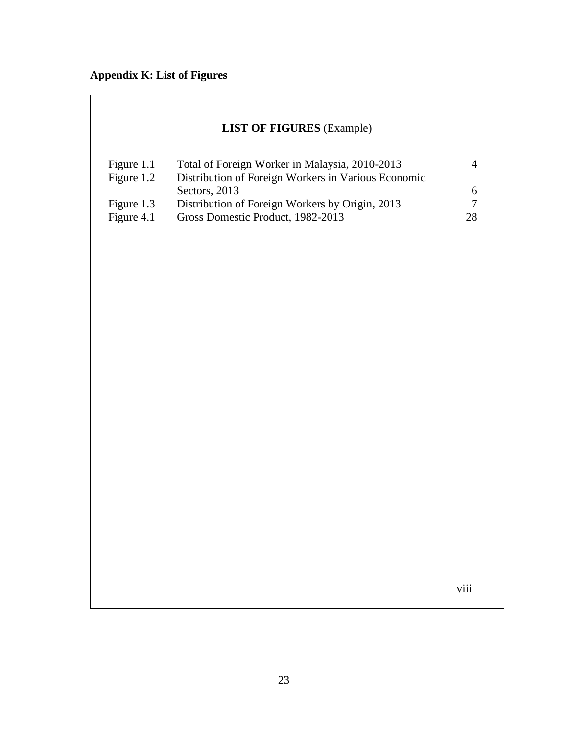**Appendix K: List of Figures**

**LIST OF FIGURES** (Example)

| | | |
|---|---|---|
| Figure 1.1 | Total of Foreign Worker in Malaysia, 2010-2013 | 4 |
| Figure 1.2 | Distribution of Foreign Workers in Various Economic Sectors, 2013 | 6 |
| Figure 1.3 | Distribution of Foreign Workers by Origin, 2013 | 7 |
| Figure 4.1 | Gross Domestic Product, 1982-2013 | 28 |

viii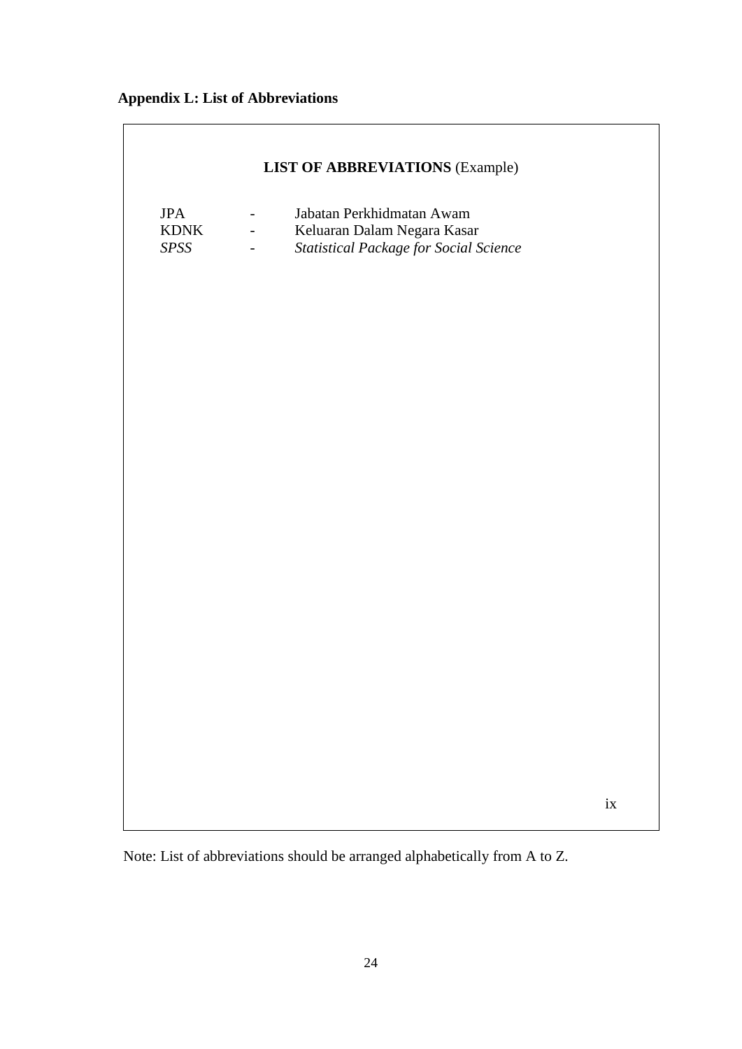**Appendix L: List of Abbreviations**

**LIST OF ABBREVIATIONS** (Example)

| | | |
|---|---|---|
| JPA | - | Jabatan Perkhidmatan Awam |
| KDNK | - | Keluaran Dalam Negara Kasar |
| *SPSS* | - | *Statistical Package for Social Science* |

ix

Note: List of abbreviations should be arranged alphabetically from A to Z.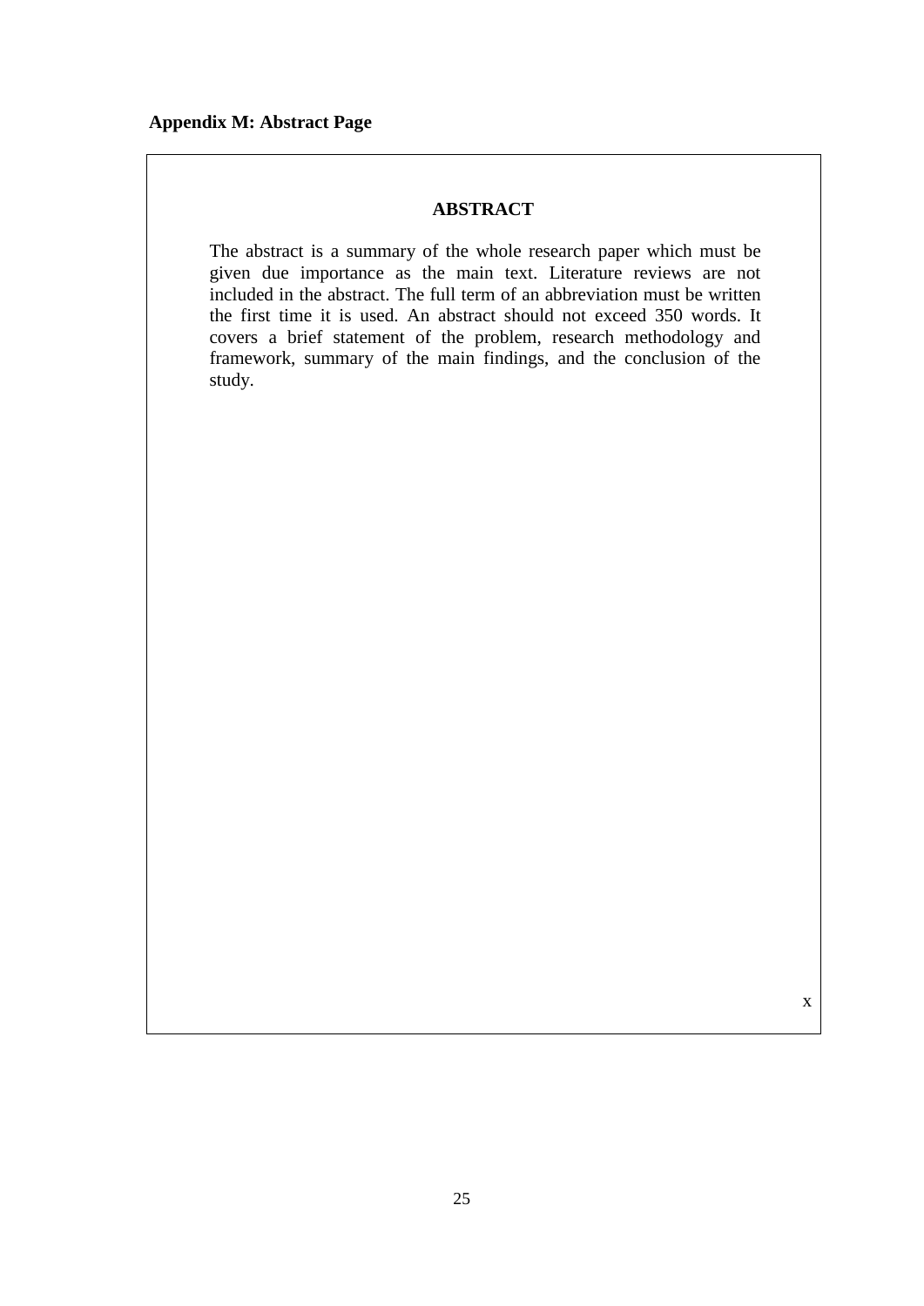**Appendix M: Abstract Page**

**ABSTRACT**

The abstract is a summary of the whole research paper which must be given due importance as the main text. Literature reviews are not included in the abstract. The full term of an abbreviation must be written the first time it is used. An abstract should not exceed 350 words. It covers a brief statement of the problem, research methodology and framework, summary of the main findings, and the conclusion of the study.

x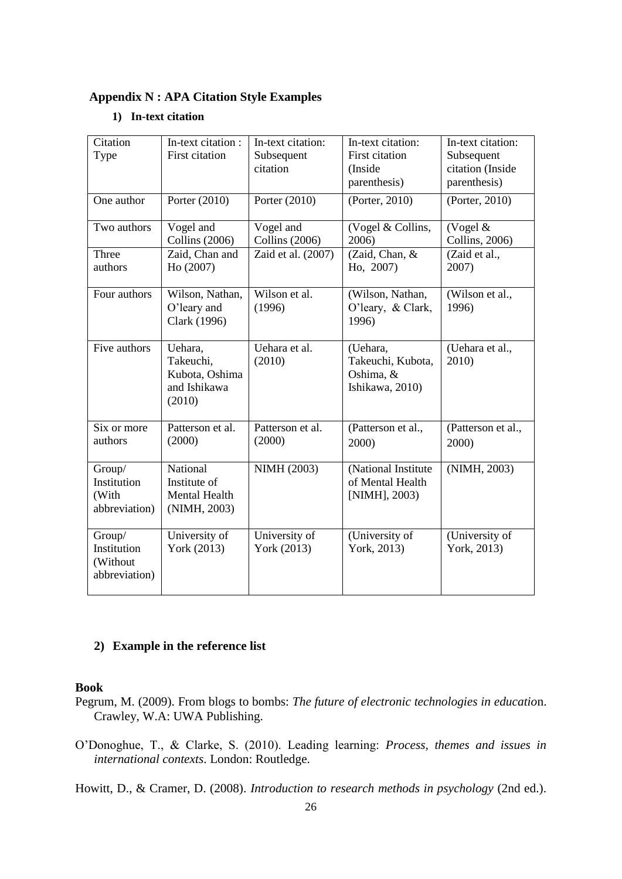## Appendix N : APA Citation Style Examples

### 1) In-text citation

| Citation Type | In-text citation : First citation | In-text citation: Subsequent citation | In-text citation: First citation (Inside parenthesis) | In-text citation: Subsequent citation (Inside parenthesis) |
|---|---|---|---|---|
| One author | Porter (2010) | Porter (2010) | (Porter, 2010) | (Porter, 2010) |
| Two authors | Vogel and Collins (2006) | Vogel and Collins (2006) | (Vogel & Collins, 2006) | (Vogel & Collins, 2006) |
| Three authors | Zaid, Chan and Ho (2007) | Zaid et al. (2007) | (Zaid, Chan, & Ho, 2007) | (Zaid et al., 2007) |
| Four authors | Wilson, Nathan, O'leary and Clark (1996) | Wilson et al. (1996) | (Wilson, Nathan, O'leary, & Clark, 1996) | (Wilson et al., 1996) |
| Five authors | Uehara, Takeuchi, Kubota, Oshima and Ishikawa (2010) | Uehara et al. (2010) | (Uehara, Takeuchi, Kubota, Oshima, & Ishikawa, 2010) | (Uehara et al., 2010) |
| Six or more authors | Patterson et al. (2000) | Patterson et al. (2000) | (Patterson et al., 2000) | (Patterson et al., 2000) |
| Group/ Institution (With abbreviation) | National Institute of Mental Health (NIMH, 2003) | NIMH (2003) | (National Institute of Mental Health [NIMH], 2003) | (NIMH, 2003) |
| Group/ Institution (Without abbreviation) | University of York (2013) | University of York (2013) | (University of York, 2013) | (University of York, 2013) |

### 2) Example in the reference list

**Book**

Pegrum, M. (2009). From blogs to bombs: *The future of electronic technologies in educatio*n. Crawley, W.A: UWA Publishing.

O'Donoghue, T., & Clarke, S. (2010). Leading learning: *Process, themes and issues in international contexts*. London: Routledge.

Howitt, D., & Cramer, D. (2008). *Introduction to research methods in psychology* (2nd ed.).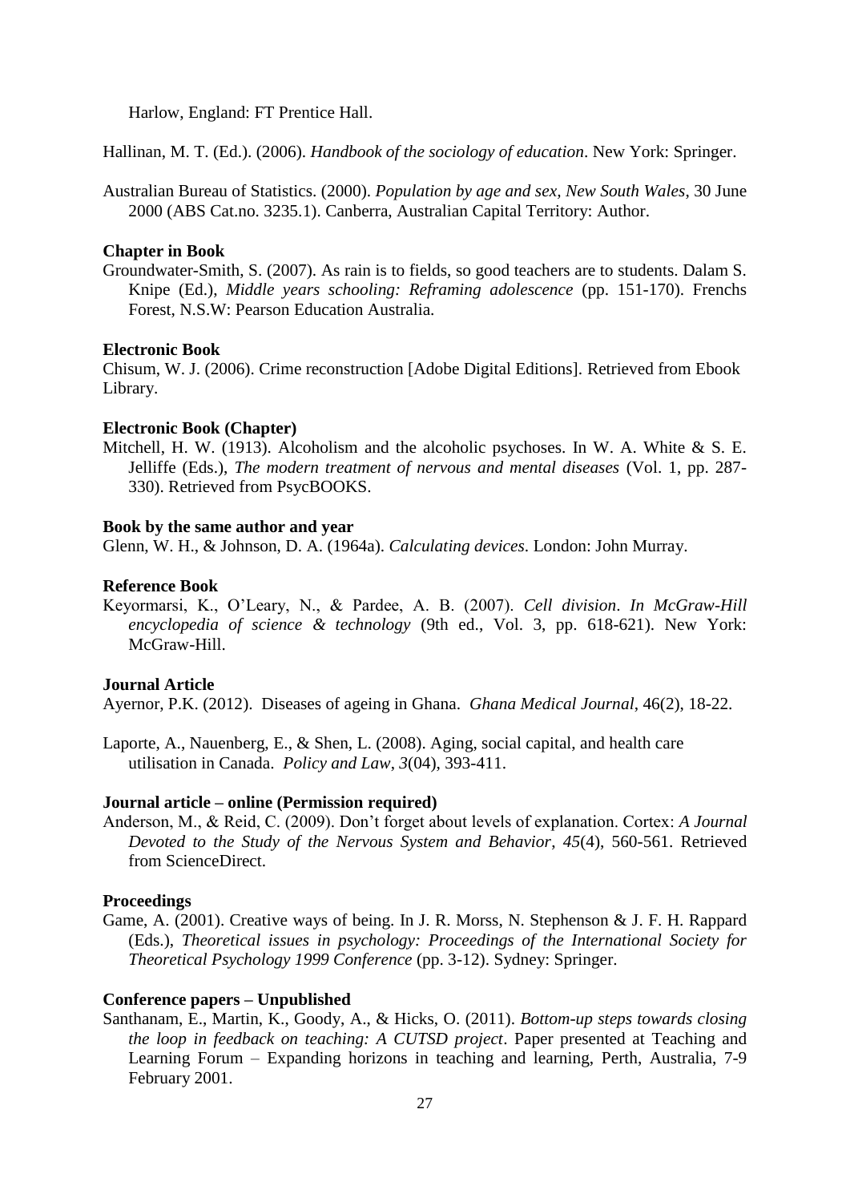Harlow, England: FT Prentice Hall.

Hallinan, M. T. (Ed.). (2006). *Handbook of the sociology of education*. New York: Springer.

Australian Bureau of Statistics. (2000). *Population by age and sex, New South Wales*, 30 June 2000 (ABS Cat.no. 3235.1). Canberra, Australian Capital Territory: Author.

**Chapter in Book**

Groundwater-Smith, S. (2007). As rain is to fields, so good teachers are to students. Dalam S. Knipe (Ed.), *Middle years schooling: Reframing adolescence* (pp. 151-170). Frenchs Forest, N.S.W: Pearson Education Australia.

**Electronic Book**

Chisum, W. J. (2006). Crime reconstruction [Adobe Digital Editions]. Retrieved from Ebook Library.

**Electronic Book (Chapter)**

Mitchell, H. W. (1913). Alcoholism and the alcoholic psychoses. In W. A. White & S. E. Jelliffe (Eds.), *The modern treatment of nervous and mental diseases* (Vol. 1, pp. 287-330). Retrieved from PsycBOOKS.

**Book by the same author and year**

Glenn, W. H., & Johnson, D. A. (1964a). *Calculating devices*. London: John Murray.

**Reference Book**

Keyormarsi, K., O'Leary, N., & Pardee, A. B. (2007). *Cell division*. *In McGraw-Hill encyclopedia of science & technology* (9th ed., Vol. 3, pp. 618-621). New York: McGraw-Hill.

**Journal Article**

Ayernor, P.K. (2012). Diseases of ageing in Ghana. *Ghana Medical Journal*, 46(2), 18-22.

Laporte, A., Nauenberg, E., & Shen, L. (2008). Aging, social capital, and health care utilisation in Canada. *Policy and Law*, *3*(04), 393-411.

**Journal article – online (Permission required)**

Anderson, M., & Reid, C. (2009). Don't forget about levels of explanation. Cortex: *A Journal Devoted to the Study of the Nervous System and Behavior*, *45*(4), 560-561. Retrieved from ScienceDirect.

**Proceedings**

Game, A. (2001). Creative ways of being. In J. R. Morss, N. Stephenson & J. F. H. Rappard (Eds.), *Theoretical issues in psychology: Proceedings of the International Society for Theoretical Psychology 1999 Conference* (pp. 3-12). Sydney: Springer.

**Conference papers – Unpublished**

Santhanam, E., Martin, K., Goody, A., & Hicks, O. (2011). *Bottom-up steps towards closing the loop in feedback on teaching: A CUTSD project*. Paper presented at Teaching and Learning Forum – Expanding horizons in teaching and learning, Perth, Australia, 7-9 February 2001.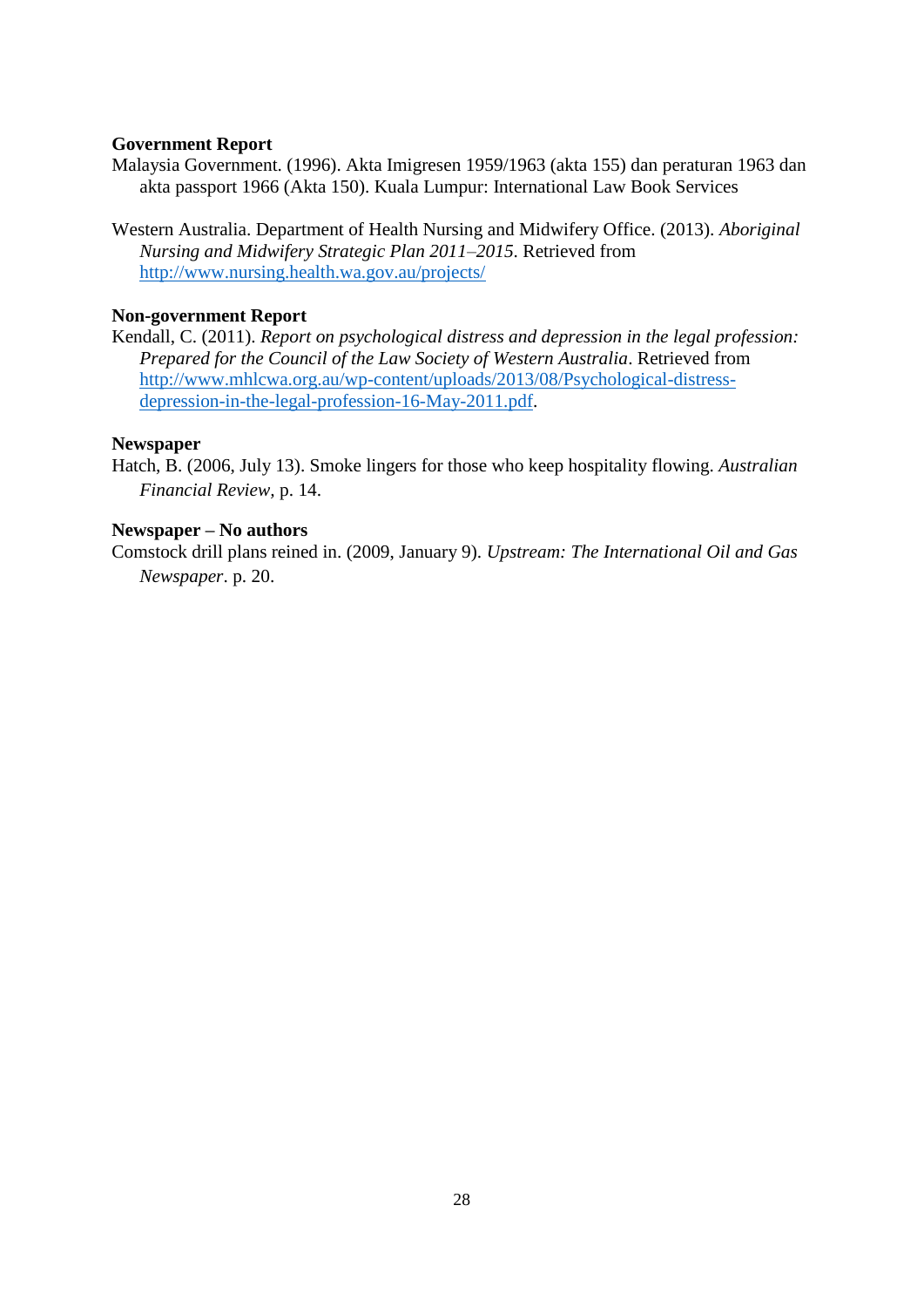**Government Report**

Malaysia Government. (1996). Akta Imigresen 1959/1963 (akta 155) dan peraturan 1963 dan akta passport 1966 (Akta 150). Kuala Lumpur: International Law Book Services

Western Australia. Department of Health Nursing and Midwifery Office. (2013). *Aboriginal Nursing and Midwifery Strategic Plan 2011–2015*. Retrieved from http://www.nursing.health.wa.gov.au/projects/

**Non-government Report**

Kendall, C. (2011). *Report on psychological distress and depression in the legal profession: Prepared for the Council of the Law Society of Western Australia*. Retrieved from http://www.mhlcwa.org.au/wp-content/uploads/2013/08/Psychological-distress-depression-in-the-legal-profession-16-May-2011.pdf.

**Newspaper**

Hatch, B. (2006, July 13). Smoke lingers for those who keep hospitality flowing. *Australian Financial Review*, p. 14.

**Newspaper – No authors**

Comstock drill plans reined in. (2009, January 9). *Upstream: The International Oil and Gas Newspaper*. p. 20.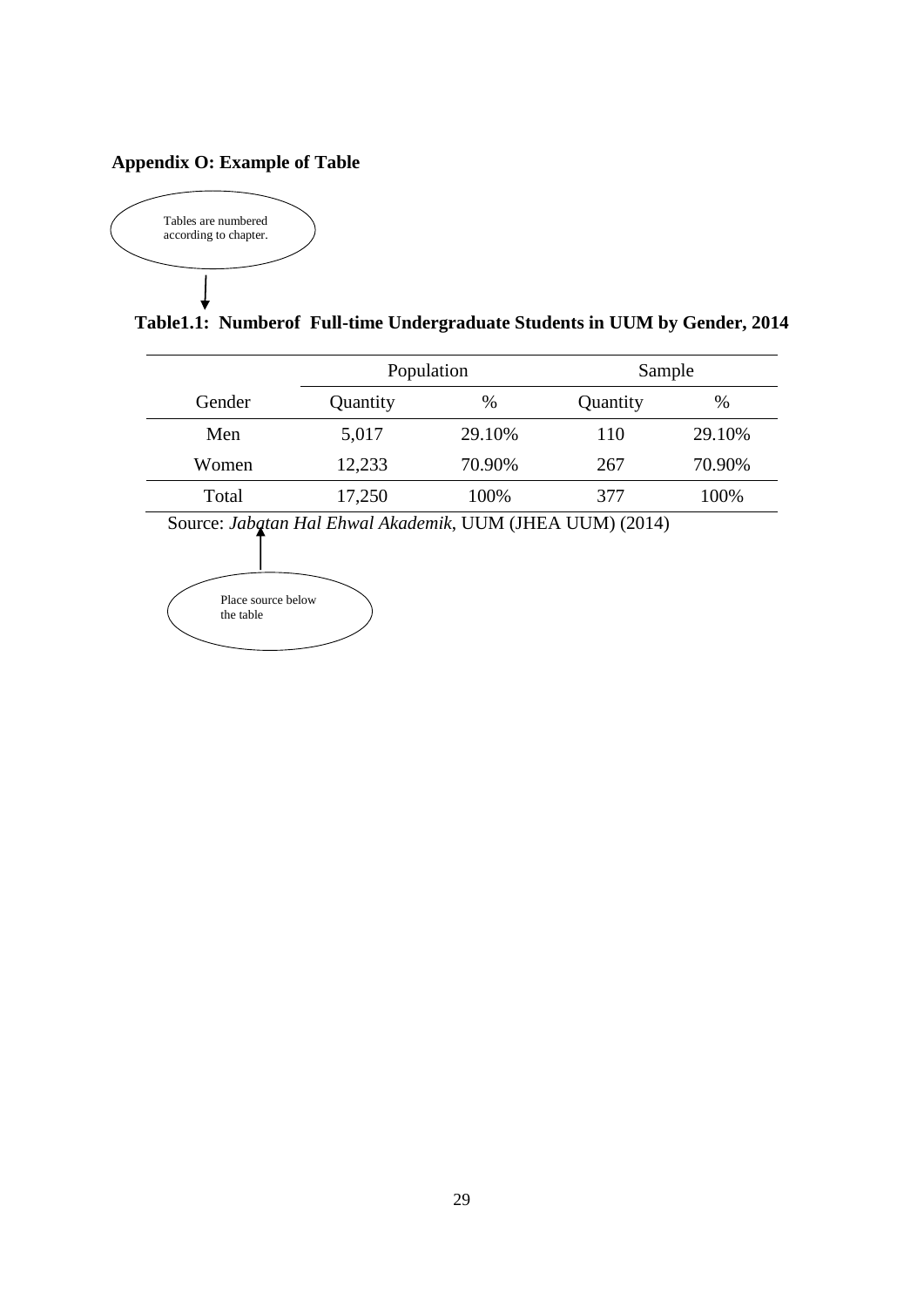**Appendix O: Example of Table**

Tables are numbered according to chapter.

**Table1.1: Numberof Full-time Undergraduate Students in UUM by Gender, 2014**

| | Population | | Sample | |
|---|---|---|---|---|
| Gender | Quantity | % | Quantity | % |
| Men | 5,017 | 29.10% | 110 | 29.10% |
| Women | 12,233 | 70.90% | 267 | 70.90% |
| Total | 17,250 | 100% | 377 | 100% |

Source: *Jabatan Hal Ehwal Akademik*, UUM (JHEA UUM) (2014)

Place source below the table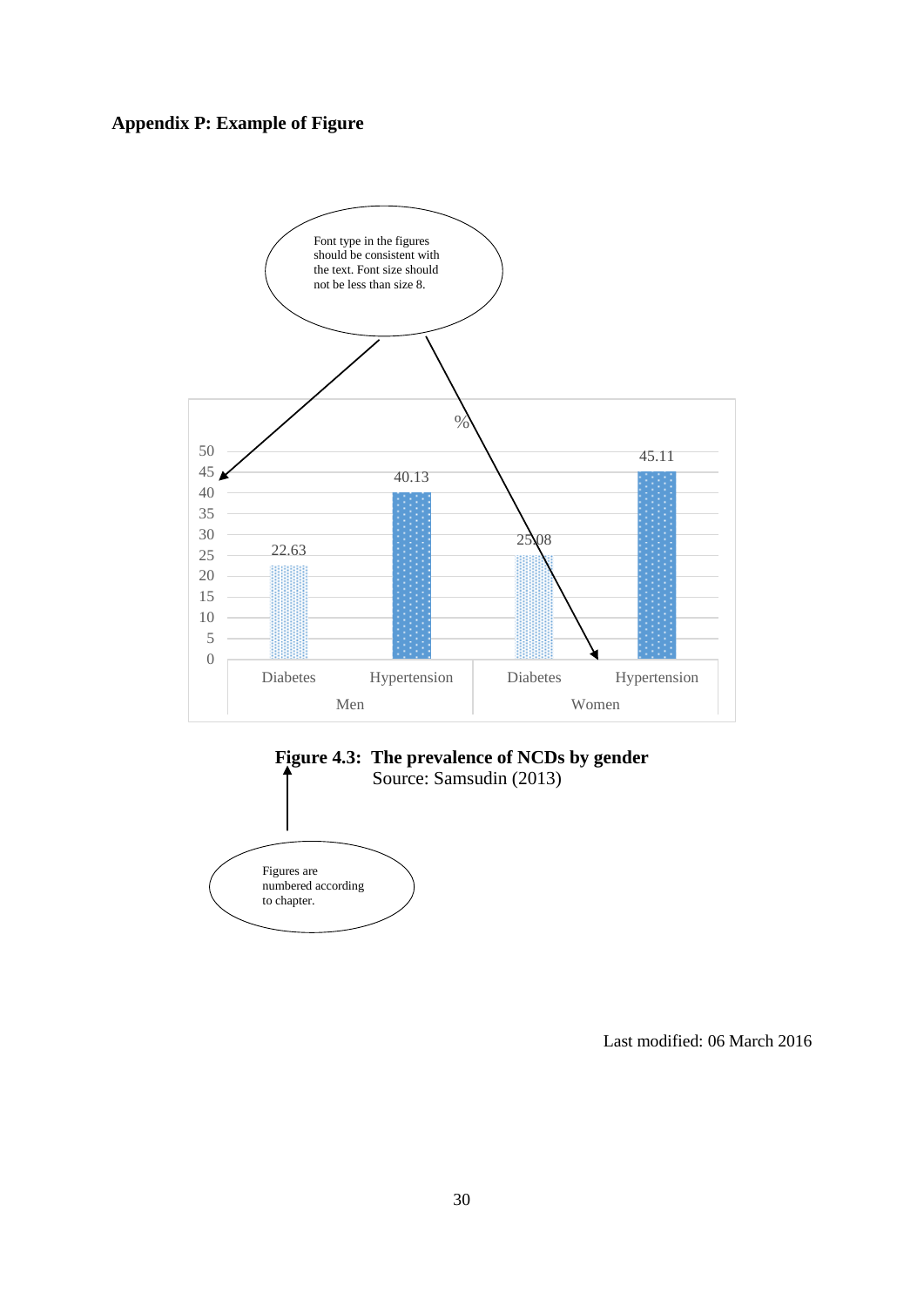**Appendix P: Example of Figure**

Font type in the figures should be consistent with the text. Font size should not be less than size 8.

%

50
45
40
35
30
25
20
15
10
5
0

22.63
40.13
25.08
45.11

Diabetes
Hypertension
Diabetes
Hypertension

Men
Women

**Figure 4.3: The prevalence of NCDs by gender**
Source: Samsudin (2013)

Figures are numbered according to chapter.

Last modified: 06 March 2016